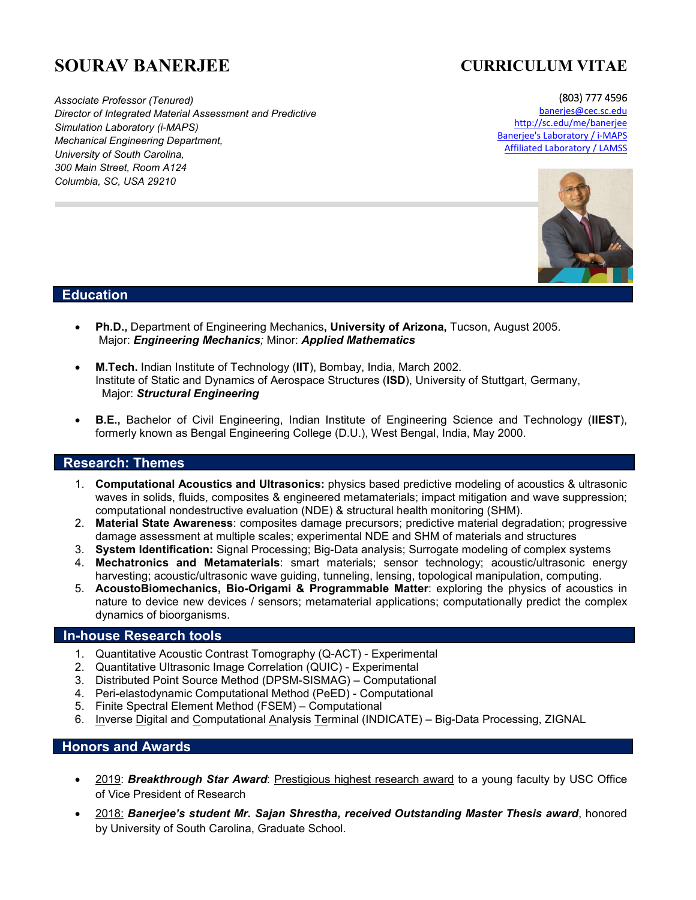# SOUROV BANERJEE

# CURRICULUM VITAE

*Associate Professor (Tenured)*
*Director of Integrated Material Assessment and Predictive Simulation Laboratory (i-MAPS)*
*Mechanical Engineering Department,*
*University of South Carolina,*
*300 Main Street, Room A124*
*Columbia, SC, USA 29210*

(803) 777 4596
banerjes@cec.sc.edu
http://sc.edu/me/banerjee
Banerjee's Laboratory / i-MAPS
Affiliated Laboratory / LAMSS

## Education

- **Ph.D.,** Department of Engineering Mechanics**, University of Arizona,** Tucson, August 2005.
  Major: ***Engineering Mechanics****;* Minor: ***Applied Mathematics***

- **M.Tech.** Indian Institute of Technology (**IIT**), Bombay, India, March 2002.
  Institute of Static and Dynamics of Aerospace Structures (**ISD**), University of Stuttgart, Germany,
  Major: ***Structural Engineering***

- **B.E.,** Bachelor of Civil Engineering, Indian Institute of Engineering Science and Technology (**IIEST**), formerly known as Bengal Engineering College (D.U.), West Bengal, India, May 2000.

## Research: Themes

1. **Computational Acoustics and Ultrasonics:** physics based predictive modeling of acoustics & ultrasonic waves in solids, fluids, composites & engineered metamaterials; impact mitigation and wave suppression; computational nondestructive evaluation (NDE) & structural health monitoring (SHM).
2. **Material State Awareness**: composites damage precursors; predictive material degradation; progressive damage assessment at multiple scales; experimental NDE and SHM of materials and structures
3. **System Identification:** Signal Processing; Big-Data analysis; Surrogate modeling of complex systems
4. **Mechatronics and Metamaterials**: smart materials; sensor technology; acoustic/ultrasonic energy harvesting; acoustic/ultrasonic wave guiding, tunneling, lensing, topological manipulation, computing.
5. **AcoustoBiomechanics, Bio-Origami & Programmable Matter**: exploring the physics of acoustics in nature to device new devices / sensors; metamaterial applications; computationally predict the complex dynamics of bioorganisms.

## In-house Research tools

1. Quantitative Acoustic Contrast Tomography (Q-ACT) - Experimental
2. Quantitative Ultrasonic Image Correlation (QUIC) - Experimental
3. Distributed Point Source Method (DPSM-SISMAG) – Computational
4. Peri-elastodynamic Computational Method (PeED) - Computational
5. Finite Spectral Element Method (FSEM) – Computational
6. Inverse Digital and Computational Analysis Terminal (INDICATE) – Big-Data Processing, ZIGNAL

## Honors and Awards

- 2019: ***Breakthrough Star Award***: Prestigious highest research award to a young faculty by USC Office of Vice President of Research

- 2018: ***Banerjee's student Mr. Sajan Shrestha, received Outstanding Master Thesis award***, honored by University of South Carolina, Graduate School.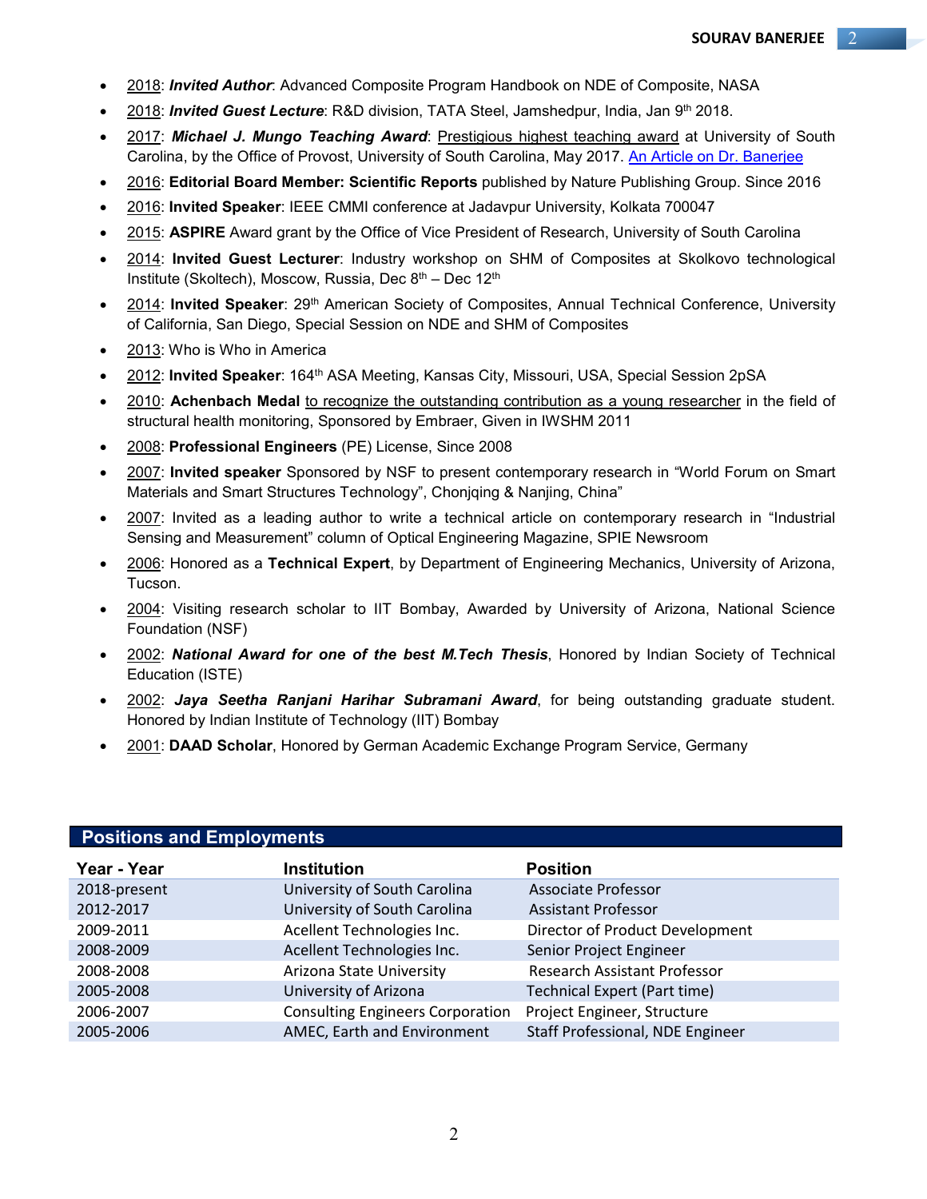- 2018: ***Invited Author***: Advanced Composite Program Handbook on NDE of Composite, NASA
- 2018: ***Invited Guest Lecture***: R&D division, TATA Steel, Jamshedpur, India, Jan 9th 2018.
- 2017: ***Michael J. Mungo Teaching Award***: Prestigious highest teaching award at University of South Carolina, by the Office of Provost, University of South Carolina, May 2017. An Article on Dr. Banerjee
- 2016: **Editorial Board Member: Scientific Reports** published by Nature Publishing Group. Since 2016
- 2016: **Invited Speaker**: IEEE CMMI conference at Jadavpur University, Kolkata 700047
- 2015: **ASPIRE** Award grant by the Office of Vice President of Research, University of South Carolina
- 2014: **Invited Guest Lecturer**: Industry workshop on SHM of Composites at Skolkovo technological Institute (Skoltech), Moscow, Russia, Dec 8th – Dec 12th
- 2014: **Invited Speaker**: 29th American Society of Composites, Annual Technical Conference, University of California, San Diego, Special Session on NDE and SHM of Composites
- 2013: Who is Who in America
- 2012: **Invited Speaker**: 164th ASA Meeting, Kansas City, Missouri, USA, Special Session 2pSA
- 2010: **Achenbach Medal** to recognize the outstanding contribution as a young researcher in the field of structural health monitoring, Sponsored by Embraer, Given in IWSHM 2011
- 2008: **Professional Engineers** (PE) License, Since 2008
- 2007: **Invited speaker** Sponsored by NSF to present contemporary research in "World Forum on Smart Materials and Smart Structures Technology", Chonjqing & Nanjing, China"
- 2007: Invited as a leading author to write a technical article on contemporary research in "Industrial Sensing and Measurement" column of Optical Engineering Magazine, SPIE Newsroom
- 2006: Honored as a **Technical Expert**, by Department of Engineering Mechanics, University of Arizona, Tucson.
- 2004: Visiting research scholar to IIT Bombay, Awarded by University of Arizona, National Science Foundation (NSF)
- 2002: ***National Award for one of the best M.Tech Thesis***, Honored by Indian Society of Technical Education (ISTE)
- 2002: ***Jaya Seetha Ranjani Harihar Subramani Award***, for being outstanding graduate student. Honored by Indian Institute of Technology (IIT) Bombay
- 2001: **DAAD Scholar**, Honored by German Academic Exchange Program Service, Germany

## Positions and Employments

| Year - Year | Institution | Position |
|---|---|---|
| 2018-present | University of South Carolina | Associate Professor |
| 2012-2017 | University of South Carolina | Assistant Professor |
| 2009-2011 | Acellent Technologies Inc. | Director of Product Development |
| 2008-2009 | Acellent Technologies Inc. | Senior Project Engineer |
| 2008-2008 | Arizona State University | Research Assistant Professor |
| 2005-2008 | University of Arizona | Technical Expert (Part time) |
| 2006-2007 | Consulting Engineers Corporation | Project Engineer, Structure |
| 2005-2006 | AMEC, Earth and Environment | Staff Professional, NDE Engineer |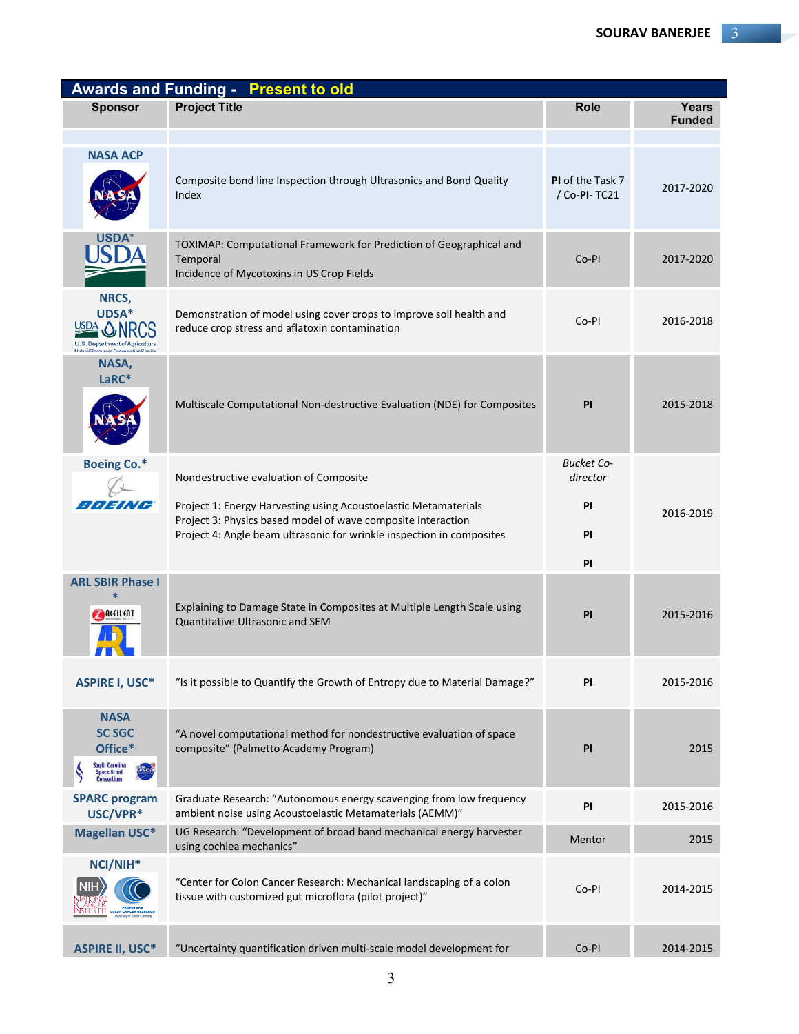## Awards and Funding - Present to old

| Sponsor | Project Title | Role | Years Funded |
|---|---|---|---|
| | | | |
| NASA ACP | Composite bond line Inspection through Ultrasonics and Bond Quality Index | **PI** of the Task 7 / Co-**PI**- TC21 | 2017-2020 |
| USDA* | TOXIMAP: Computational Framework for Prediction of Geographical and Temporal Incidence of Mycotoxins in US Crop Fields | Co-PI | 2017-2020 |
| NRCS, UDSA* | Demonstration of model using cover crops to improve soil health and reduce crop stress and aflatoxin contamination | Co-PI | 2016-2018 |
| NASA, LaRC* | Multiscale Computational Non-destructive Evaluation (NDE) for Composites | **PI** | 2015-2018 |
| Boeing Co.* | Nondestructive evaluation of Composite<br><br>Project 1: Energy Harvesting using Acoustoelastic Metamaterials<br>Project 3: Physics based model of wave composite interaction<br>Project 4: Angle beam ultrasonic for wrinkle inspection in composites | *Bucket Co-director*<br><br>**PI**<br>**PI**<br>**PI** | 2016-2019 |
| ARL SBIR Phase I * | Explaining to Damage State in Composites at Multiple Length Scale using Quantitative Ultrasonic and SEM | **PI** | 2015-2016 |
| ASPIRE I, USC* | "Is it possible to Quantify the Growth of Entropy due to Material Damage?" | **PI** | 2015-2016 |
| NASA SC SGC Office* | "A novel computational method for nondestructive evaluation of space composite" (Palmetto Academy Program) | **PI** | 2015 |
| SPARC program USC/VPR* | Graduate Research: "Autonomous energy scavenging from low frequency ambient noise using Acoustoelastic Metamaterials (AEMM)" | **PI** | 2015-2016 |
| Magellan USC* | UG Research: "Development of broad band mechanical energy harvester using cochlea mechanics" | Mentor | 2015 |
| NCI/NIH* | "Center for Colon Cancer Research: Mechanical landscaping of a colon tissue with customized gut microflora (pilot project)" | Co-PI | 2014-2015 |
| ASPIRE II, USC* | "Uncertainty quantification driven multi-scale model development for | Co-PI | 2014-2015 |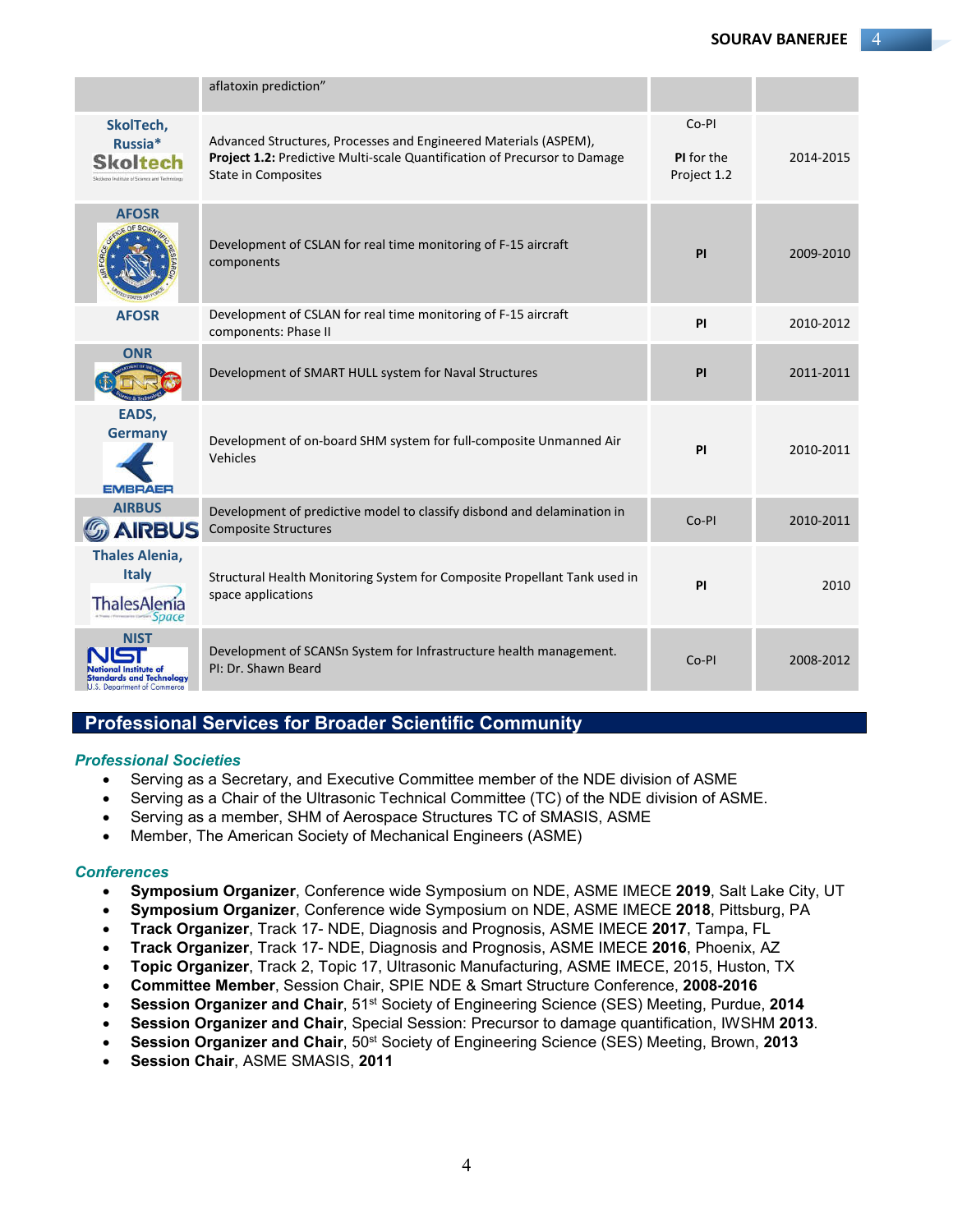| | | | |
|---|---|---|---|
| | aflatoxin prediction" | | |
| **SkolTech, Russia*** | Advanced Structures, Processes and Engineered Materials (ASPEM), **Project 1.2:** Predictive Multi-scale Quantification of Precursor to Damage State in Composites | Co-PI<br><br>**PI** for the Project 1.2 | 2014-2015 |
| **AFOSR** | Development of CSLAN for real time monitoring of F-15 aircraft components | **PI** | 2009-2010 |
| **AFOSR** | Development of CSLAN for real time monitoring of F-15 aircraft components: Phase II | **PI** | 2010-2012 |
| **ONR** | Development of SMART HULL system for Naval Structures | **PI** | 2011-2011 |
| **EADS, Germany** | Development of on-board SHM system for full-composite Unmanned Air Vehicles | **PI** | 2010-2011 |
| **AIRBUS** | Development of predictive model to classify disbond and delamination in Composite Structures | Co-PI | 2010-2011 |
| **Thales Alenia, Italy** | Structural Health Monitoring System for Composite Propellant Tank used in space applications | **PI** | 2010 |
| **NIST** | Development of SCANSn System for Infrastructure health management. PI: Dr. Shawn Beard | Co-PI | 2008-2012 |

## Professional Services for Broader Scientific Community

### *Professional Societies*

- Serving as a Secretary, and Executive Committee member of the NDE division of ASME
- Serving as a Chair of the Ultrasonic Technical Committee (TC) of the NDE division of ASME.
- Serving as a member, SHM of Aerospace Structures TC of SMASIS, ASME
- Member, The American Society of Mechanical Engineers (ASME)

### *Conferences*

- **Symposium Organizer**, Conference wide Symposium on NDE, ASME IMECE **2019**, Salt Lake City, UT
- **Symposium Organizer**, Conference wide Symposium on NDE, ASME IMECE **2018**, Pittsburg, PA
- **Track Organizer**, Track 17- NDE, Diagnosis and Prognosis, ASME IMECE **2017**, Tampa, FL
- **Track Organizer**, Track 17- NDE, Diagnosis and Prognosis, ASME IMECE **2016**, Phoenix, AZ
- **Topic Organizer**, Track 2, Topic 17, Ultrasonic Manufacturing, ASME IMECE, 2015, Huston, TX
- **Committee Member**, Session Chair, SPIE NDE & Smart Structure Conference, **2008-2016**
- **Session Organizer and Chair**, 51st Society of Engineering Science (SES) Meeting, Purdue, **2014**
- **Session Organizer and Chair**, Special Session: Precursor to damage quantification, IWSHM **2013**.
- **Session Organizer and Chair**, 50st Society of Engineering Science (SES) Meeting, Brown, **2013**
- **Session Chair**, ASME SMASIS, **2011**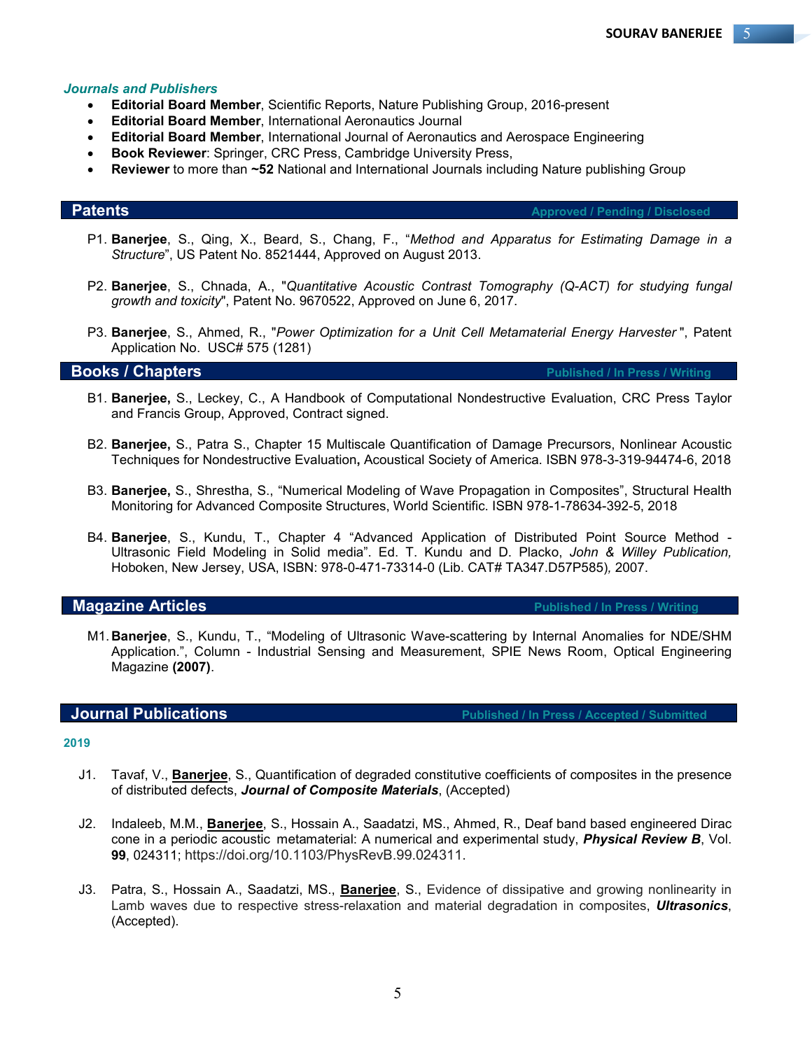### *Journals and Publishers*

- **Editorial Board Member**, Scientific Reports, Nature Publishing Group, 2016-present
- **Editorial Board Member**, International Aeronautics Journal
- **Editorial Board Member**, International Journal of Aeronautics and Aerospace Engineering
- **Book Reviewer**: Springer, CRC Press, Cambridge University Press,
- **Reviewer** to more than **~52** National and International Journals including Nature publishing Group

## Patents — Approved / Pending / Disclosed

P1. **Banerjee**, S., Qing, X., Beard, S., Chang, F., "*Method and Apparatus for Estimating Damage in a Structure*", US Patent No. 8521444, Approved on August 2013.

P2. **Banerjee**, S., Chnada, A., "*Quantitative Acoustic Contrast Tomography (Q-ACT) for studying fungal growth and toxicity*", Patent No. 9670522, Approved on June 6, 2017.

P3. **Banerjee**, S., Ahmed, R., "*Power Optimization for a Unit Cell Metamaterial Energy Harvester* ", Patent Application No. USC# 575 (1281)

## Books / Chapters — Published / In Press / Writing

B1. **Banerjee,** S., Leckey, C., A Handbook of Computational Nondestructive Evaluation, CRC Press Taylor and Francis Group, Approved, Contract signed.

B2. **Banerjee,** S., Patra S., Chapter 15 Multiscale Quantification of Damage Precursors, Nonlinear Acoustic Techniques for Nondestructive Evaluation**,** Acoustical Society of America. ISBN 978-3-319-94474-6, 2018

B3. **Banerjee,** S., Shrestha, S., "Numerical Modeling of Wave Propagation in Composites", Structural Health Monitoring for Advanced Composite Structures, World Scientific. ISBN 978-1-78634-392-5, 2018

B4. **Banerjee**, S., Kundu, T., Chapter 4 "Advanced Application of Distributed Point Source Method - Ultrasonic Field Modeling in Solid media". Ed. T. Kundu and D. Placko, *John & Willey Publication,* Hoboken, New Jersey, USA, ISBN: 978-0-471-73314-0 (Lib. CAT# TA347.D57P585)*,* 2007.

## Magazine Articles — Published / In Press / Writing

M1. **Banerjee**, S., Kundu, T., "Modeling of Ultrasonic Wave-scattering by Internal Anomalies for NDE/SHM Application.", Column - Industrial Sensing and Measurement, SPIE News Room, Optical Engineering Magazine **(2007)**.

## Journal Publications — Published / In Press / Accepted / Submitted

### 2019

J1. Tavaf, V., **Banerjee**, S., Quantification of degraded constitutive coefficients of composites in the presence of distributed defects, ***Journal of Composite Materials***, (Accepted)

J2. Indaleeb, M.M., **Banerjee**, S., Hossain A., Saadatzi, MS., Ahmed, R., Deaf band based engineered Dirac cone in a periodic acoustic metamaterial: A numerical and experimental study, ***Physical Review B***, Vol. **99**, 024311; https://doi.org/10.1103/PhysRevB.99.024311.

J3. Patra, S., Hossain A., Saadatzi, MS., **Banerjee**, S., Evidence of dissipative and growing nonlinearity in Lamb waves due to respective stress-relaxation and material degradation in composites, ***Ultrasonics***, (Accepted).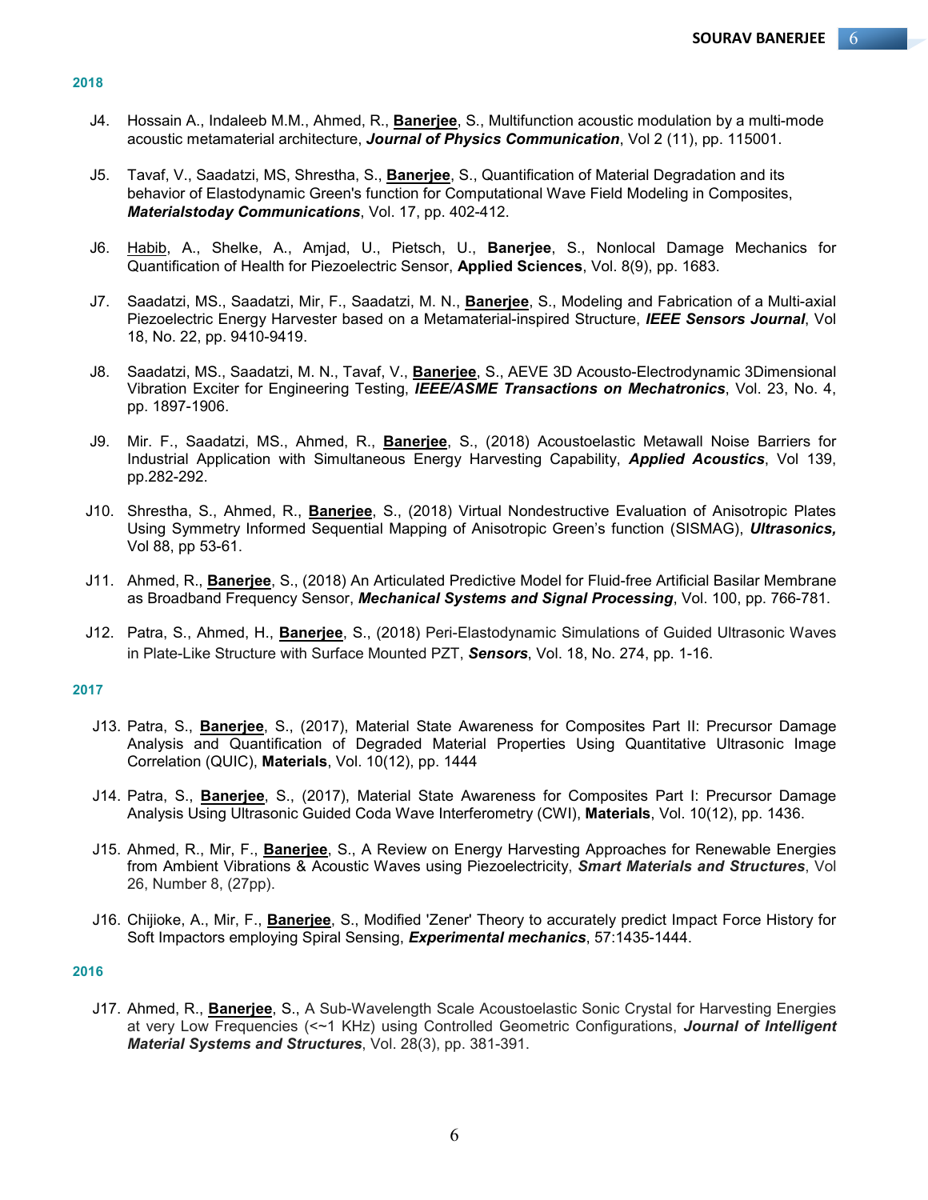**2018**

J4. Hossain A., Indaleeb M.M., Ahmed, R., **Banerjee**, S., Multifunction acoustic modulation by a multi-mode acoustic metamaterial architecture, ***Journal of Physics Communication***, Vol 2 (11), pp. 115001.

J5. Tavaf, V., Saadatzi, MS, Shrestha, S., **Banerjee**, S., Quantification of Material Degradation and its behavior of Elastodynamic Green's function for Computational Wave Field Modeling in Composites, ***Materialstoday Communications***, Vol. 17, pp. 402-412.

J6. Habib, A., Shelke, A., Amjad, U., Pietsch, U., **Banerjee**, S., Nonlocal Damage Mechanics for Quantification of Health for Piezoelectric Sensor, **Applied Sciences**, Vol. 8(9), pp. 1683.

J7. Saadatzi, MS., Saadatzi, Mir, F., Saadatzi, M. N., **Banerjee**, S., Modeling and Fabrication of a Multi-axial Piezoelectric Energy Harvester based on a Metamaterial-inspired Structure, ***IEEE Sensors Journal***, Vol 18, No. 22, pp. 9410-9419.

J8. Saadatzi, MS., Saadatzi, M. N., Tavaf, V., **Banerjee**, S., AEVE 3D Acousto-Electrodynamic 3Dimensional Vibration Exciter for Engineering Testing, ***IEEE/ASME Transactions on Mechatronics***, Vol. 23, No. 4, pp. 1897-1906.

J9. Mir. F., Saadatzi, MS., Ahmed, R., **Banerjee**, S., (2018) Acoustoelastic Metawall Noise Barriers for Industrial Application with Simultaneous Energy Harvesting Capability, ***Applied Acoustics***, Vol 139, pp.282-292.

J10. Shrestha, S., Ahmed, R., **Banerjee**, S., (2018) Virtual Nondestructive Evaluation of Anisotropic Plates Using Symmetry Informed Sequential Mapping of Anisotropic Green's function (SISMAG), ***Ultrasonics,*** Vol 88, pp 53-61.

J11. Ahmed, R., **Banerjee**, S., (2018) An Articulated Predictive Model for Fluid-free Artificial Basilar Membrane as Broadband Frequency Sensor, ***Mechanical Systems and Signal Processing***, Vol. 100, pp. 766-781.

J12. Patra, S., Ahmed, H., **Banerjee**, S., (2018) Peri-Elastodynamic Simulations of Guided Ultrasonic Waves in Plate-Like Structure with Surface Mounted PZT, ***Sensors***, Vol. 18, No. 274, pp. 1-16.

**2017**

J13. Patra, S., **Banerjee**, S., (2017), Material State Awareness for Composites Part II: Precursor Damage Analysis and Quantification of Degraded Material Properties Using Quantitative Ultrasonic Image Correlation (QUIC), **Materials**, Vol. 10(12), pp. 1444

J14. Patra, S., **Banerjee**, S., (2017), Material State Awareness for Composites Part I: Precursor Damage Analysis Using Ultrasonic Guided Coda Wave Interferometry (CWI), **Materials**, Vol. 10(12), pp. 1436.

J15. Ahmed, R., Mir, F., **Banerjee**, S., A Review on Energy Harvesting Approaches for Renewable Energies from Ambient Vibrations & Acoustic Waves using Piezoelectricity, ***Smart Materials and Structures***, Vol 26, Number 8, (27pp).

J16. Chijioke, A., Mir, F., **Banerjee**, S., Modified 'Zener' Theory to accurately predict Impact Force History for Soft Impactors employing Spiral Sensing, ***Experimental mechanics***, 57:1435-1444.

**2016**

J17. Ahmed, R., **Banerjee**, S., A Sub-Wavelength Scale Acoustoelastic Sonic Crystal for Harvesting Energies at very Low Frequencies (<~1 KHz) using Controlled Geometric Configurations, ***Journal of Intelligent Material Systems and Structures***, Vol. 28(3), pp. 381-391.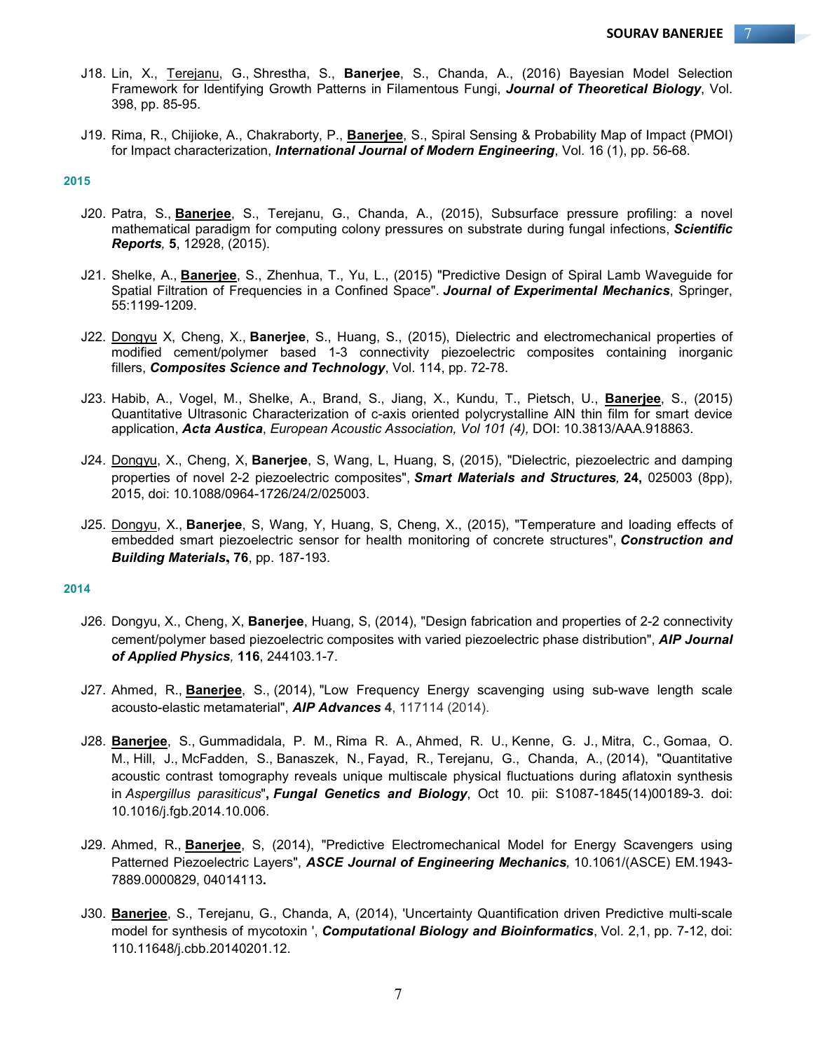J18. Lin, X., Terejanu, G., Shrestha, S., **Banerjee**, S., Chanda, A., (2016) Bayesian Model Selection Framework for Identifying Growth Patterns in Filamentous Fungi, ***Journal of Theoretical Biology***, Vol. 398, pp. 85-95.

J19. Rima, R., Chijioke, A., Chakraborty, P., **Banerjee**, S., Spiral Sensing & Probability Map of Impact (PMOI) for Impact characterization, ***International Journal of Modern Engineering***, Vol. 16 (1), pp. 56-68.

**2015**

J20. Patra, S., **Banerjee**, S., Terejanu, G., Chanda, A., (2015), Subsurface pressure profiling: a novel mathematical paradigm for computing colony pressures on substrate during fungal infections, ***Scientific Reports*, 5**, 12928, (2015).

J21. Shelke, A., **Banerjee**, S., Zhenhua, T., Yu, L., (2015) "Predictive Design of Spiral Lamb Waveguide for Spatial Filtration of Frequencies in a Confined Space". ***Journal of Experimental Mechanics***, Springer, 55:1199-1209.

J22. Dongyu X, Cheng, X., **Banerjee**, S., Huang, S., (2015), Dielectric and electromechanical properties of modified cement/polymer based 1-3 connectivity piezoelectric composites containing inorganic fillers, ***Composites Science and Technology***, Vol. 114, pp. 72-78.

J23. Habib, A., Vogel, M., Shelke, A., Brand, S., Jiang, X., Kundu, T., Pietsch, U., **Banerjee**, S., (2015) Quantitative Ultrasonic Characterization of c-axis oriented polycrystalline AlN thin film for smart device application, ***Acta Austica***, *European Acoustic Association, Vol 101 (4),* DOI: 10.3813/AAA.918863.

J24. Dongyu, X., Cheng, X, **Banerjee**, S, Wang, L, Huang, S, (2015), "Dielectric, piezoelectric and damping properties of novel 2-2 piezoelectric composites", ***Smart Materials and Structures*, 24,** 025003 (8pp), 2015, doi: 10.1088/0964-1726/24/2/025003.

J25. Dongyu, X., **Banerjee**, S, Wang, Y, Huang, S, Cheng, X., (2015), "Temperature and loading effects of embedded smart piezoelectric sensor for health monitoring of concrete structures", ***Construction and Building Materials*, 76**, pp. 187-193.

**2014**

J26. Dongyu, X., Cheng, X, **Banerjee**, Huang, S, (2014), "Design fabrication and properties of 2-2 connectivity cement/polymer based piezoelectric composites with varied piezoelectric phase distribution", ***AIP Journal of Applied Physics*, 116**, 244103.1-7.

J27. Ahmed, R., **Banerjee**, S., (2014), "Low Frequency Energy scavenging using sub-wave length scale acousto-elastic metamaterial", ***AIP Advances* 4**, 117114 (2014).

J28. **Banerjee**, S., Gummadidala, P. M., Rima R. A., Ahmed, R. U., Kenne, G. J., Mitra, C., Gomaa, O. M., Hill, J., McFadden, S., Banaszek, N., Fayad, R., Terejanu, G., Chanda, A., (2014), "Quantitative acoustic contrast tomography reveals unique multiscale physical fluctuations during aflatoxin synthesis in *Aspergillus parasiticus*"**,** ***Fungal Genetics and Biology***, Oct 10. pii: S1087-1845(14)00189-3. doi: 10.1016/j.fgb.2014.10.006.

J29. Ahmed, R., **Banerjee**, S, (2014), "Predictive Electromechanical Model for Energy Scavengers using Patterned Piezoelectric Layers", ***ASCE Journal of Engineering Mechanics***, 10.1061/(ASCE) EM.1943-7889.0000829, 04014113**.**

J30. **Banerjee**, S., Terejanu, G., Chanda, A, (2014), 'Uncertainty Quantification driven Predictive multi-scale model for synthesis of mycotoxin ', ***Computational Biology and Bioinformatics***, Vol. 2,1, pp. 7-12, doi: 110.11648/j.cbb.20140201.12.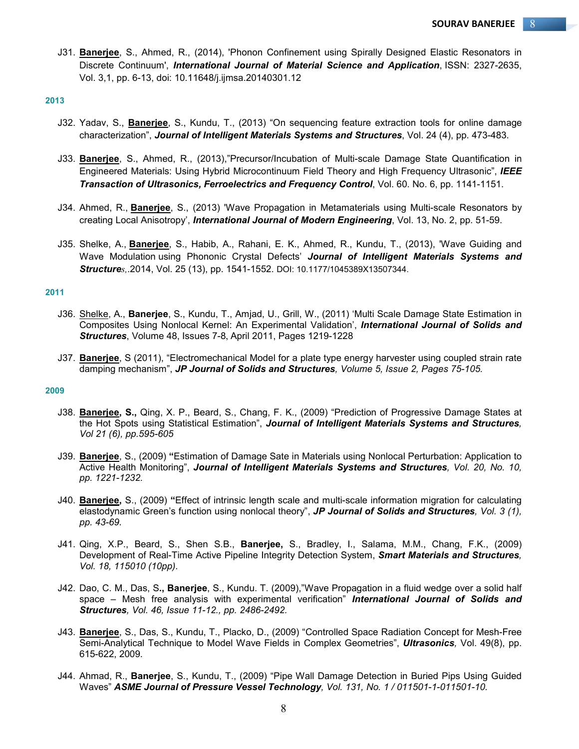J31. **Banerjee**, S., Ahmed, R., (2014), 'Phonon Confinement using Spirally Designed Elastic Resonators in Discrete Continuum', ***International Journal of Material Science and Application***, ISSN: 2327-2635, Vol. 3,1, pp. 6-13, doi: 10.11648/j.ijmsa.20140301.12

**2013**

J32. Yadav, S., **Banerjee**, S., Kundu, T., (2013) "On sequencing feature extraction tools for online damage characterization", ***Journal of Intelligent Materials Systems and Structures***, Vol. 24 (4), pp. 473-483.

J33. **Banerjee**, S., Ahmed, R., (2013),"Precursor/Incubation of Multi-scale Damage State Quantification in Engineered Materials: Using Hybrid Microcontinuum Field Theory and High Frequency Ultrasonic", ***IEEE Transaction of Ultrasonics, Ferroelectrics and Frequency Control***, Vol. 60. No. 6, pp. 1141-1151.

J34. Ahmed, R., **Banerjee**, S., (2013) 'Wave Propagation in Metamaterials using Multi-scale Resonators by creating Local Anisotropy', ***International Journal of Modern Engineering***, Vol. 13, No. 2, pp. 51-59.

J35. Shelke, A., **Banerjee**, S., Habib, A., Rahani, E. K., Ahmed, R., Kundu, T., (2013), 'Wave Guiding and Wave Modulation using Phononic Crystal Defects' ***Journal of Intelligent Materials Systems and Structures***,.2014, Vol. 25 (13), pp. 1541-1552. DOI: 10.1177/1045389X13507344.

**2011**

J36. Shelke, A., **Banerjee**, S., Kundu, T., Amjad, U., Grill, W., (2011) 'Multi Scale Damage State Estimation in Composites Using Nonlocal Kernel: An Experimental Validation', ***International Journal of Solids and Structures***, Volume 48, Issues 7-8, April 2011, Pages 1219-1228

J37. **Banerjee**, S (2011), "Electromechanical Model for a plate type energy harvester using coupled strain rate damping mechanism", ***JP Journal of Solids and Structures****, Volume 5, Issue 2, Pages 75-105.*

**2009**

J38. **Banerjee, S.,** Qing, X. P., Beard, S., Chang, F. K., (2009) "Prediction of Progressive Damage States at the Hot Spots using Statistical Estimation", ***Journal of Intelligent Materials Systems and Structures****, Vol 21 (6), pp.595-605*

J39. **Banerjee**, S., (2009) **"**Estimation of Damage Sate in Materials using Nonlocal Perturbation: Application to Active Health Monitoring", ***Journal of Intelligent Materials Systems and Structures****, Vol. 20, No. 10, pp. 1221-1232.*

J40. **Banerjee,** S., (2009) **"**Effect of intrinsic length scale and multi-scale information migration for calculating elastodynamic Green's function using nonlocal theory", ***JP Journal of Solids and Structures****, Vol. 3 (1), pp. 43-69.*

J41. Qing, X.P., Beard, S., Shen S.B., **Banerjee,** S., Bradley, I., Salama, M.M., Chang, F.K., (2009) Development of Real-Time Active Pipeline Integrity Detection System, ***Smart Materials and Structures****, Vol. 18, 115010 (10pp).*

J42. Dao, C. M., Das, S**., Banerjee**, S., Kundu. T. (2009),"Wave Propagation in a fluid wedge over a solid half space – Mesh free analysis with experimental verification" ***International Journal of Solids and Structures****, Vol. 46, Issue 11-12., pp. 2486-2492.*

J43. **Banerjee**, S., Das, S., Kundu, T., Placko, D., (2009) "Controlled Space Radiation Concept for Mesh-Free Semi-Analytical Technique to Model Wave Fields in Complex Geometries", ***Ultrasonics****,* Vol. 49(8), pp. 615-622, 2009.

J44. Ahmad, R., **Banerjee**, S., Kundu, T., (2009) "Pipe Wall Damage Detection in Buried Pips Using Guided Waves" ***ASME Journal of Pressure Vessel Technology****, Vol. 131, No. 1 / 011501-1-011501-10.*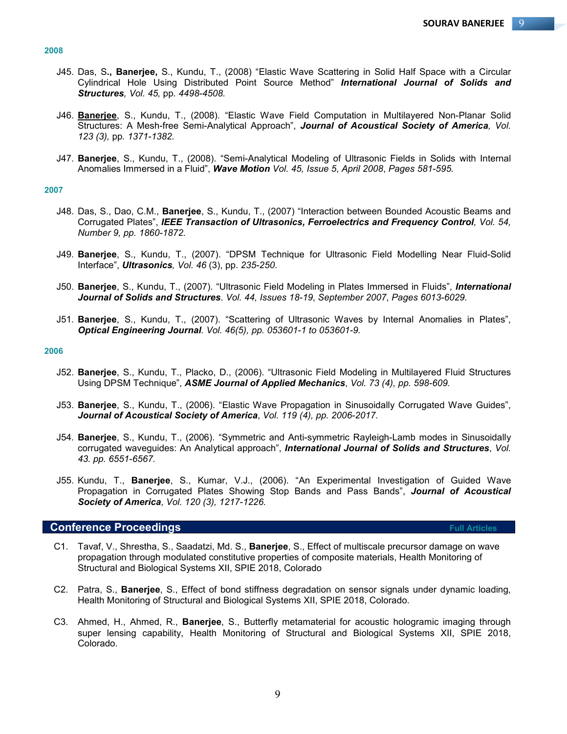**2008**

J45. Das, S**., Banerjee,** S., Kundu, T., (2008) "Elastic Wave Scattering in Solid Half Space with a Circular Cylindrical Hole Using Distributed Point Source Method" ***International Journal of Solids and Structures****, Vol. 45,* pp. *4498-4508.*

J46. **Banerjee**, S., Kundu, T., (2008). "Elastic Wave Field Computation in Multilayered Non-Planar Solid Structures: A Mesh-free Semi-Analytical Approach", ***Journal of Acoustical Society of America****, Vol. 123 (3),* pp. *1371-1382.*

J47. **Banerjee**, S., Kundu, T., (2008). "Semi-Analytical Modeling of Ultrasonic Fields in Solids with Internal Anomalies Immersed in a Fluid", ***Wave Motion*** *Vol. 45, Issue 5*, *April 2008*, *Pages 581-595.*

**2007**

J48. Das, S., Dao, C.M., **Banerjee**, S., Kundu, T., (2007) "Interaction between Bounded Acoustic Beams and Corrugated Plates", ***IEEE Transaction of Ultrasonics, Ferroelectrics and Frequency Control****, Vol. 54, Number 9, pp. 1860-1872.*

J49. **Banerjee**, S., Kundu, T., (2007). "DPSM Technique for Ultrasonic Field Modelling Near Fluid-Solid Interface", ***Ultrasonics****, Vol. 46* (3), pp. *235-250*.

J50. **Banerjee**, S., Kundu, T., (2007). "Ultrasonic Field Modeling in Plates Immersed in Fluids", ***International Journal of Solids and Structures****. Vol. 44, Issues 18-19*, *September 2007*, *Pages 6013-6029.*

J51. **Banerjee**, S., Kundu, T., (2007). "Scattering of Ultrasonic Waves by Internal Anomalies in Plates", ***Optical Engineering Journal****. Vol. 46(5), pp. 053601-1 to 053601-9.*

**2006**

J52. **Banerjee**, S., Kundu, T., Placko, D., (2006). "Ultrasonic Field Modeling in Multilayered Fluid Structures Using DPSM Technique", ***ASME Journal of Applied Mechanics***, *Vol. 73 (4), pp. 598-609.*

J53. **Banerjee**, S., Kundu, T., (2006). "Elastic Wave Propagation in Sinusoidally Corrugated Wave Guides", ***Journal of Acoustical Society of America***, *Vol. 119 (4), pp. 2006-2017.*

J54. **Banerjee**, S., Kundu, T., (2006). "Symmetric and Anti-symmetric Rayleigh-Lamb modes in Sinusoidally corrugated waveguides: An Analytical approach", ***International Journal of Solids and Structures***, *Vol. 43. pp. 6551-6567.*

J55. Kundu, T., **Banerjee**, S., Kumar, V.J., (2006). "An Experimental Investigation of Guided Wave Propagation in Corrugated Plates Showing Stop Bands and Pass Bands", ***Journal of Acoustical Society of America***, *Vol. 120 (3), 1217-1226.*

## Conference Proceedings

**Full Articles**

C1. Tavaf, V., Shrestha, S., Saadatzi, Md. S., **Banerjee**, S., Effect of multiscale precursor damage on wave propagation through modulated constitutive properties of composite materials, Health Monitoring of Structural and Biological Systems XII, SPIE 2018, Colorado

C2. Patra, S., **Banerjee**, S., Effect of bond stiffness degradation on sensor signals under dynamic loading, Health Monitoring of Structural and Biological Systems XII, SPIE 2018, Colorado.

C3. Ahmed, H., Ahmed, R., **Banerjee**, S., Butterfly metamaterial for acoustic holographic imaging through super lensing capability, Health Monitoring of Structural and Biological Systems XII, SPIE 2018, Colorado.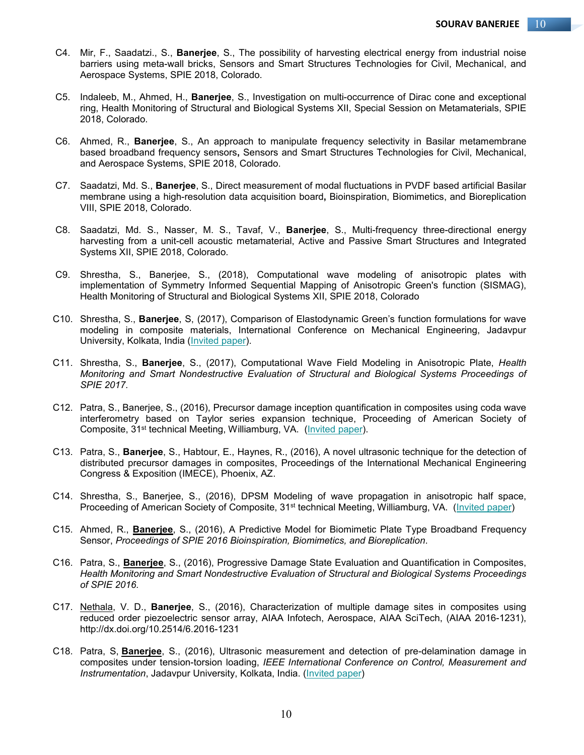C4. Mir, F., Saadatzi., S., **Banerjee**, S., The possibility of harvesting electrical energy from industrial noise barriers using meta-wall bricks, Sensors and Smart Structures Technologies for Civil, Mechanical, and Aerospace Systems, SPIE 2018, Colorado.

C5. Indaleeb, M., Ahmed, H., **Banerjee**, S., Investigation on multi-occurrence of Dirac cone and exceptional ring, Health Monitoring of Structural and Biological Systems XII, Special Session on Metamaterials, SPIE 2018, Colorado.

C6. Ahmed, R., **Banerjee**, S., An approach to manipulate frequency selectivity in Basilar metamembrane based broadband frequency sensors**,** Sensors and Smart Structures Technologies for Civil, Mechanical, and Aerospace Systems, SPIE 2018, Colorado.

C7. Saadatzi, Md. S., **Banerjee**, S., Direct measurement of modal fluctuations in PVDF based artificial Basilar membrane using a high-resolution data acquisition board**,** Bioinspiration, Biomimetics, and Bioreplication VIII, SPIE 2018, Colorado.

C8. Saadatzi, Md. S., Nasser, M. S., Tavaf, V., **Banerjee**, S., Multi-frequency three-directional energy harvesting from a unit-cell acoustic metamaterial, Active and Passive Smart Structures and Integrated Systems XII, SPIE 2018, Colorado.

C9. Shrestha, S., Banerjee, S., (2018), Computational wave modeling of anisotropic plates with implementation of Symmetry Informed Sequential Mapping of Anisotropic Green's function (SISMAG), Health Monitoring of Structural and Biological Systems XII, SPIE 2018, Colorado

C10. Shrestha, S., **Banerjee**, S, (2017), Comparison of Elastodynamic Green's function formulations for wave modeling in composite materials, International Conference on Mechanical Engineering, Jadavpur University, Kolkata, India (Invited paper).

C11. Shrestha, S., **Banerjee**, S., (2017), Computational Wave Field Modeling in Anisotropic Plate, *Health Monitoring and Smart Nondestructive Evaluation of Structural and Biological Systems Proceedings of SPIE 2017.*

C12. Patra, S., Banerjee, S., (2016), Precursor damage inception quantification in composites using coda wave interferometry based on Taylor series expansion technique, Proceeding of American Society of Composite, 31st technical Meeting, Williamburg, VA. (Invited paper).

C13. Patra, S., **Banerjee**, S., Habtour, E., Haynes, R., (2016), A novel ultrasonic technique for the detection of distributed precursor damages in composites, Proceedings of the International Mechanical Engineering Congress & Exposition (IMECE), Phoenix, AZ.

C14. Shrestha, S., Banerjee, S., (2016), DPSM Modeling of wave propagation in anisotropic half space, Proceeding of American Society of Composite, 31st technical Meeting, Williamburg, VA. (Invited paper)

C15. Ahmed, R., **Banerjee**, S., (2016), A Predictive Model for Biomimetic Plate Type Broadband Frequency Sensor, *Proceedings of SPIE 2016 Bioinspiration, Biomimetics, and Bioreplication*.

C16. Patra, S., **Banerjee**, S., (2016), Progressive Damage State Evaluation and Quantification in Composites, *Health Monitoring and Smart Nondestructive Evaluation of Structural and Biological Systems Proceedings of SPIE 2016.*

C17. Nethala, V. D., **Banerjee**, S., (2016), Characterization of multiple damage sites in composites using reduced order piezoelectric sensor array, AIAA Infotech, Aerospace, AIAA SciTech, (AIAA 2016-1231), http://dx.doi.org/10.2514/6.2016-1231

C18. Patra, S, **Banerjee**, S., (2016), Ultrasonic measurement and detection of pre-delamination damage in composites under tension-torsion loading, *IEEE International Conference on Control, Measurement and Instrumentation*, Jadavpur University, Kolkata, India. (Invited paper)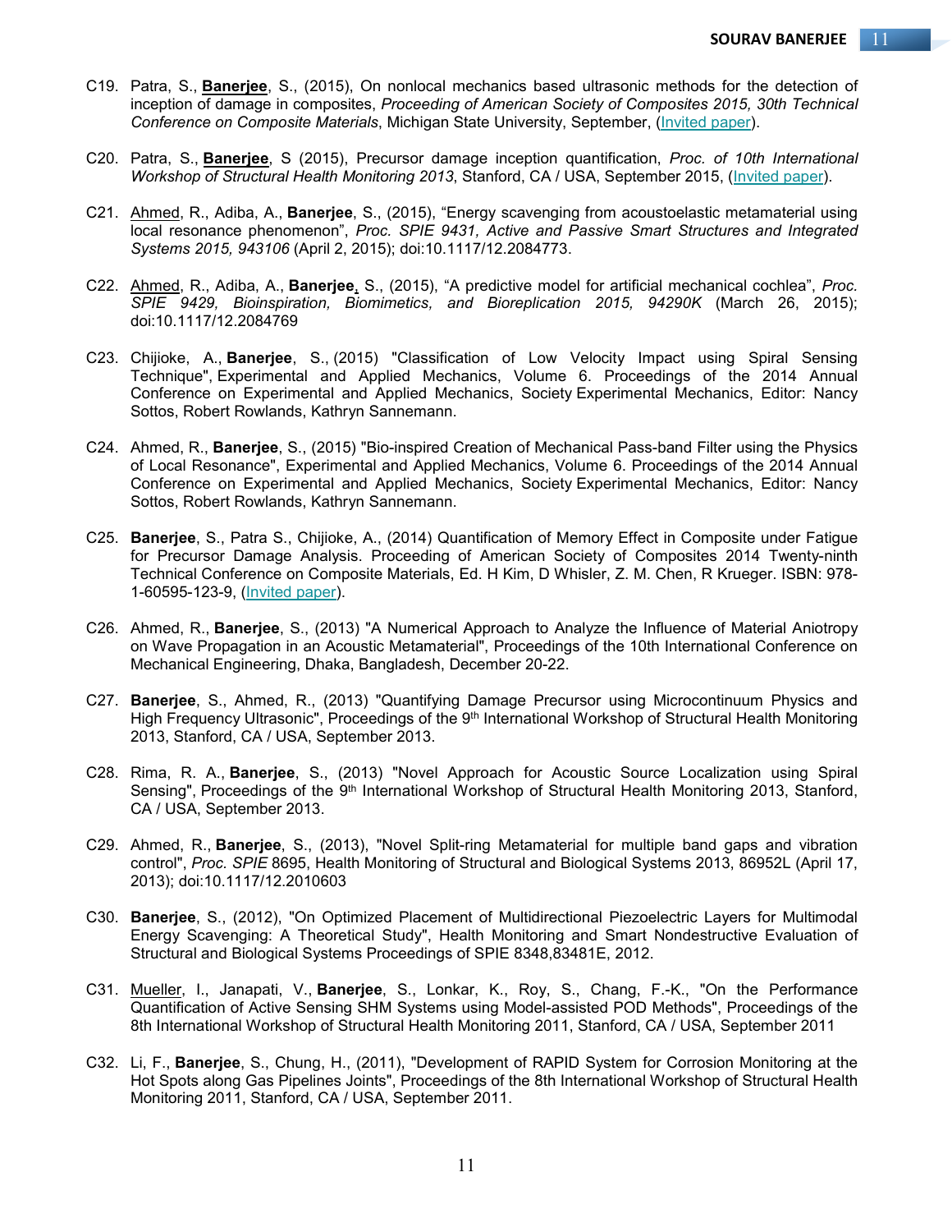C19. Patra, S., **Banerjee**, S., (2015), On nonlocal mechanics based ultrasonic methods for the detection of inception of damage in composites, *Proceeding of American Society of Composites 2015, 30th Technical Conference on Composite Materials*, Michigan State University, September, (Invited paper).

C20. Patra, S., **Banerjee**, S (2015), Precursor damage inception quantification, *Proc. of 10th International Workshop of Structural Health Monitoring 2013*, Stanford, CA / USA, September 2015, (Invited paper).

C21. Ahmed, R., Adiba, A., **Banerjee**, S., (2015), "Energy scavenging from acoustoelastic metamaterial using local resonance phenomenon", *Proc. SPIE 9431, Active and Passive Smart Structures and Integrated Systems 2015, 943106* (April 2, 2015); doi:10.1117/12.2084773.

C22. Ahmed, R., Adiba, A., **Banerjee**, S., (2015), "A predictive model for artificial mechanical cochlea", *Proc. SPIE 9429, Bioinspiration, Biomimetics, and Bioreplication 2015, 94290K* (March 26, 2015); doi:10.1117/12.2084769

C23. Chijioke, A., **Banerjee**, S., (2015) "Classification of Low Velocity Impact using Spiral Sensing Technique", Experimental and Applied Mechanics, Volume 6. Proceedings of the 2014 Annual Conference on Experimental and Applied Mechanics, Society Experimental Mechanics, Editor: Nancy Sottos, Robert Rowlands, Kathryn Sannemann.

C24. Ahmed, R., **Banerjee**, S., (2015) "Bio-inspired Creation of Mechanical Pass-band Filter using the Physics of Local Resonance", Experimental and Applied Mechanics, Volume 6. Proceedings of the 2014 Annual Conference on Experimental and Applied Mechanics, Society Experimental Mechanics, Editor: Nancy Sottos, Robert Rowlands, Kathryn Sannemann.

C25. **Banerjee**, S., Patra S., Chijioke, A., (2014) Quantification of Memory Effect in Composite under Fatigue for Precursor Damage Analysis. Proceeding of American Society of Composites 2014 Twenty-ninth Technical Conference on Composite Materials, Ed. H Kim, D Whisler, Z. M. Chen, R Krueger. ISBN: 978-1-60595-123-9, (Invited paper).

C26. Ahmed, R., **Banerjee**, S., (2013) "A Numerical Approach to Analyze the Influence of Material Aniotropy on Wave Propagation in an Acoustic Metamaterial", Proceedings of the 10th International Conference on Mechanical Engineering, Dhaka, Bangladesh, December 20-22.

C27. **Banerjee**, S., Ahmed, R., (2013) "Quantifying Damage Precursor using Microcontinuum Physics and High Frequency Ultrasonic", Proceedings of the 9th International Workshop of Structural Health Monitoring 2013, Stanford, CA / USA, September 2013.

C28. Rima, R. A., **Banerjee**, S., (2013) "Novel Approach for Acoustic Source Localization using Spiral Sensing", Proceedings of the 9th International Workshop of Structural Health Monitoring 2013, Stanford, CA / USA, September 2013.

C29. Ahmed, R., **Banerjee**, S., (2013), "Novel Split-ring Metamaterial for multiple band gaps and vibration control", *Proc. SPIE* 8695, Health Monitoring of Structural and Biological Systems 2013, 86952L (April 17, 2013); doi:10.1117/12.2010603

C30. **Banerjee**, S., (2012), "On Optimized Placement of Multidirectional Piezoelectric Layers for Multimodal Energy Scavenging: A Theoretical Study", Health Monitoring and Smart Nondestructive Evaluation of Structural and Biological Systems Proceedings of SPIE 8348,83481E, 2012.

C31. Mueller, I., Janapati, V., **Banerjee**, S., Lonkar, K., Roy, S., Chang, F.-K., "On the Performance Quantification of Active Sensing SHM Systems using Model-assisted POD Methods", Proceedings of the 8th International Workshop of Structural Health Monitoring 2011, Stanford, CA / USA, September 2011

C32. Li, F., **Banerjee**, S., Chung, H., (2011), "Development of RAPID System for Corrosion Monitoring at the Hot Spots along Gas Pipelines Joints", Proceedings of the 8th International Workshop of Structural Health Monitoring 2011, Stanford, CA / USA, September 2011.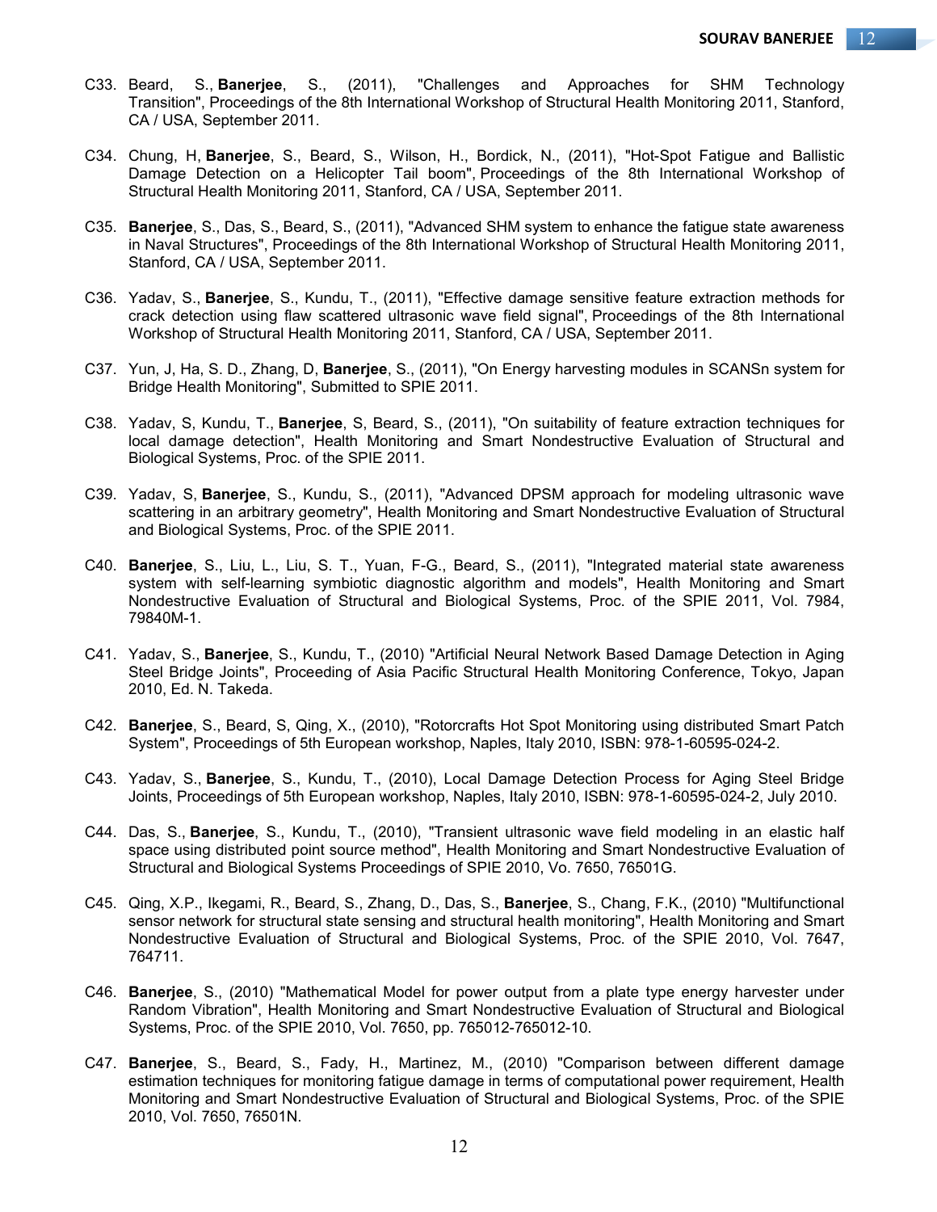C33. Beard, S., **Banerjee**, S., (2011), "Challenges and Approaches for SHM Technology Transition", Proceedings of the 8th International Workshop of Structural Health Monitoring 2011, Stanford, CA / USA, September 2011.

C34. Chung, H, **Banerjee**, S., Beard, S., Wilson, H., Bordick, N., (2011), "Hot-Spot Fatigue and Ballistic Damage Detection on a Helicopter Tail boom", Proceedings of the 8th International Workshop of Structural Health Monitoring 2011, Stanford, CA / USA, September 2011.

C35. **Banerjee**, S., Das, S., Beard, S., (2011), "Advanced SHM system to enhance the fatigue state awareness in Naval Structures", Proceedings of the 8th International Workshop of Structural Health Monitoring 2011, Stanford, CA / USA, September 2011.

C36. Yadav, S., **Banerjee**, S., Kundu, T., (2011), "Effective damage sensitive feature extraction methods for crack detection using flaw scattered ultrasonic wave field signal", Proceedings of the 8th International Workshop of Structural Health Monitoring 2011, Stanford, CA / USA, September 2011.

C37. Yun, J, Ha, S. D., Zhang, D, **Banerjee**, S., (2011), "On Energy harvesting modules in SCANSn system for Bridge Health Monitoring", Submitted to SPIE 2011.

C38. Yadav, S, Kundu, T., **Banerjee**, S, Beard, S., (2011), "On suitability of feature extraction techniques for local damage detection", Health Monitoring and Smart Nondestructive Evaluation of Structural and Biological Systems, Proc. of the SPIE 2011.

C39. Yadav, S, **Banerjee**, S., Kundu, S., (2011), "Advanced DPSM approach for modeling ultrasonic wave scattering in an arbitrary geometry", Health Monitoring and Smart Nondestructive Evaluation of Structural and Biological Systems, Proc. of the SPIE 2011.

C40. **Banerjee**, S., Liu, L., Liu, S. T., Yuan, F-G., Beard, S., (2011), "Integrated material state awareness system with self-learning symbiotic diagnostic algorithm and models", Health Monitoring and Smart Nondestructive Evaluation of Structural and Biological Systems, Proc. of the SPIE 2011, Vol. 7984, 79840M-1.

C41. Yadav, S., **Banerjee**, S., Kundu, T., (2010) "Artificial Neural Network Based Damage Detection in Aging Steel Bridge Joints", Proceeding of Asia Pacific Structural Health Monitoring Conference, Tokyo, Japan 2010, Ed. N. Takeda.

C42. **Banerjee**, S., Beard, S, Qing, X., (2010), "Rotorcrafts Hot Spot Monitoring using distributed Smart Patch System", Proceedings of 5th European workshop, Naples, Italy 2010, ISBN: 978-1-60595-024-2.

C43. Yadav, S., **Banerjee**, S., Kundu, T., (2010), Local Damage Detection Process for Aging Steel Bridge Joints, Proceedings of 5th European workshop, Naples, Italy 2010, ISBN: 978-1-60595-024-2, July 2010.

C44. Das, S., **Banerjee**, S., Kundu, T., (2010), "Transient ultrasonic wave field modeling in an elastic half space using distributed point source method", Health Monitoring and Smart Nondestructive Evaluation of Structural and Biological Systems Proceedings of SPIE 2010, Vo. 7650, 76501G.

C45. Qing, X.P., Ikegami, R., Beard, S., Zhang, D., Das, S., **Banerjee**, S., Chang, F.K., (2010) "Multifunctional sensor network for structural state sensing and structural health monitoring", Health Monitoring and Smart Nondestructive Evaluation of Structural and Biological Systems, Proc. of the SPIE 2010, Vol. 7647, 764711.

C46. **Banerjee**, S., (2010) "Mathematical Model for power output from a plate type energy harvester under Random Vibration", Health Monitoring and Smart Nondestructive Evaluation of Structural and Biological Systems, Proc. of the SPIE 2010, Vol. 7650, pp. 765012-765012-10.

C47. **Banerjee**, S., Beard, S., Fady, H., Martinez, M., (2010) "Comparison between different damage estimation techniques for monitoring fatigue damage in terms of computational power requirement, Health Monitoring and Smart Nondestructive Evaluation of Structural and Biological Systems, Proc. of the SPIE 2010, Vol. 7650, 76501N.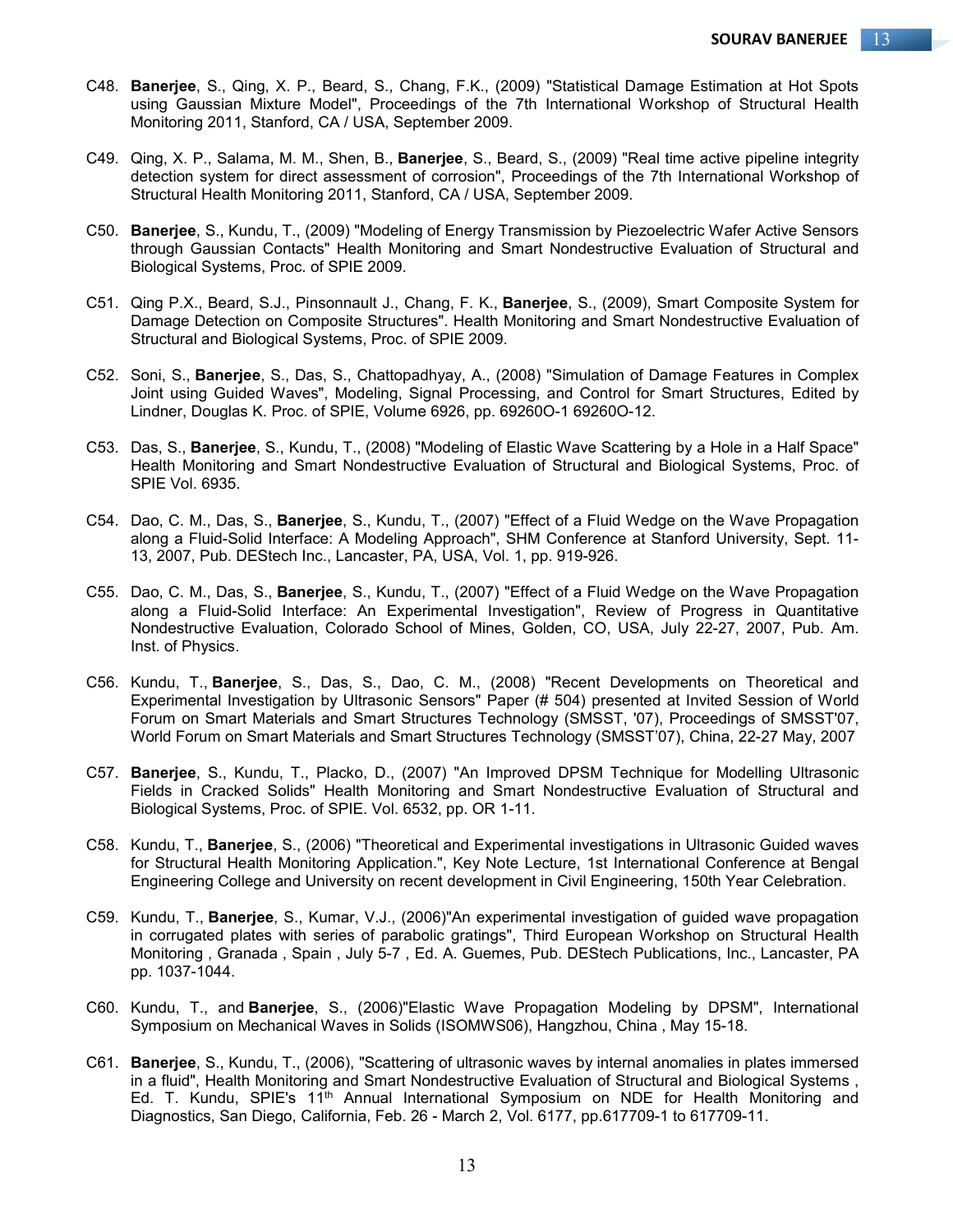C48. **Banerjee**, S., Qing, X. P., Beard, S., Chang, F.K., (2009) "Statistical Damage Estimation at Hot Spots using Gaussian Mixture Model", Proceedings of the 7th International Workshop of Structural Health Monitoring 2011, Stanford, CA / USA, September 2009.

C49. Qing, X. P., Salama, M. M., Shen, B., **Banerjee**, S., Beard, S., (2009) "Real time active pipeline integrity detection system for direct assessment of corrosion", Proceedings of the 7th International Workshop of Structural Health Monitoring 2011, Stanford, CA / USA, September 2009.

C50. **Banerjee**, S., Kundu, T., (2009) "Modeling of Energy Transmission by Piezoelectric Wafer Active Sensors through Gaussian Contacts" Health Monitoring and Smart Nondestructive Evaluation of Structural and Biological Systems, Proc. of SPIE 2009.

C51. Qing P.X., Beard, S.J., Pinsonnault J., Chang, F. K., **Banerjee**, S., (2009), Smart Composite System for Damage Detection on Composite Structures". Health Monitoring and Smart Nondestructive Evaluation of Structural and Biological Systems, Proc. of SPIE 2009.

C52. Soni, S., **Banerjee**, S., Das, S., Chattopadhyay, A., (2008) "Simulation of Damage Features in Complex Joint using Guided Waves", Modeling, Signal Processing, and Control for Smart Structures, Edited by Lindner, Douglas K. Proc. of SPIE, Volume 6926, pp. 69260O-1 69260O-12.

C53. Das, S., **Banerjee**, S., Kundu, T., (2008) "Modeling of Elastic Wave Scattering by a Hole in a Half Space" Health Monitoring and Smart Nondestructive Evaluation of Structural and Biological Systems, Proc. of SPIE Vol. 6935.

C54. Dao, C. M., Das, S., **Banerjee**, S., Kundu, T., (2007) "Effect of a Fluid Wedge on the Wave Propagation along a Fluid-Solid Interface: A Modeling Approach", SHM Conference at Stanford University, Sept. 11-13, 2007, Pub. DEStech Inc., Lancaster, PA, USA, Vol. 1, pp. 919-926.

C55. Dao, C. M., Das, S., **Banerjee**, S., Kundu, T., (2007) "Effect of a Fluid Wedge on the Wave Propagation along a Fluid-Solid Interface: An Experimental Investigation", Review of Progress in Quantitative Nondestructive Evaluation, Colorado School of Mines, Golden, CO, USA, July 22-27, 2007, Pub. Am. Inst. of Physics.

C56. Kundu, T., **Banerjee**, S., Das, S., Dao, C. M., (2008) "Recent Developments on Theoretical and Experimental Investigation by Ultrasonic Sensors" Paper (# 504) presented at Invited Session of World Forum on Smart Materials and Smart Structures Technology (SMSST, '07), Proceedings of SMSST'07, World Forum on Smart Materials and Smart Structures Technology (SMSST'07), China, 22-27 May, 2007

C57. **Banerjee**, S., Kundu, T., Placko, D., (2007) "An Improved DPSM Technique for Modelling Ultrasonic Fields in Cracked Solids" Health Monitoring and Smart Nondestructive Evaluation of Structural and Biological Systems, Proc. of SPIE. Vol. 6532, pp. OR 1-11.

C58. Kundu, T., **Banerjee**, S., (2006) "Theoretical and Experimental investigations in Ultrasonic Guided waves for Structural Health Monitoring Application.", Key Note Lecture, 1st International Conference at Bengal Engineering College and University on recent development in Civil Engineering, 150th Year Celebration.

C59. Kundu, T., **Banerjee**, S., Kumar, V.J., (2006)"An experimental investigation of guided wave propagation in corrugated plates with series of parabolic gratings", Third European Workshop on Structural Health Monitoring , Granada , Spain , July 5-7 , Ed. A. Guemes, Pub. DEStech Publications, Inc., Lancaster, PA pp. 1037-1044.

C60. Kundu, T., and **Banerjee**, S., (2006)"Elastic Wave Propagation Modeling by DPSM", International Symposium on Mechanical Waves in Solids (ISOMWS06), Hangzhou, China , May 15-18.

C61. **Banerjee**, S., Kundu, T., (2006), "Scattering of ultrasonic waves by internal anomalies in plates immersed in a fluid", Health Monitoring and Smart Nondestructive Evaluation of Structural and Biological Systems , Ed. T. Kundu, SPIE's 11th Annual International Symposium on NDE for Health Monitoring and Diagnostics, San Diego, California, Feb. 26 - March 2, Vol. 6177, pp.617709-1 to 617709-11.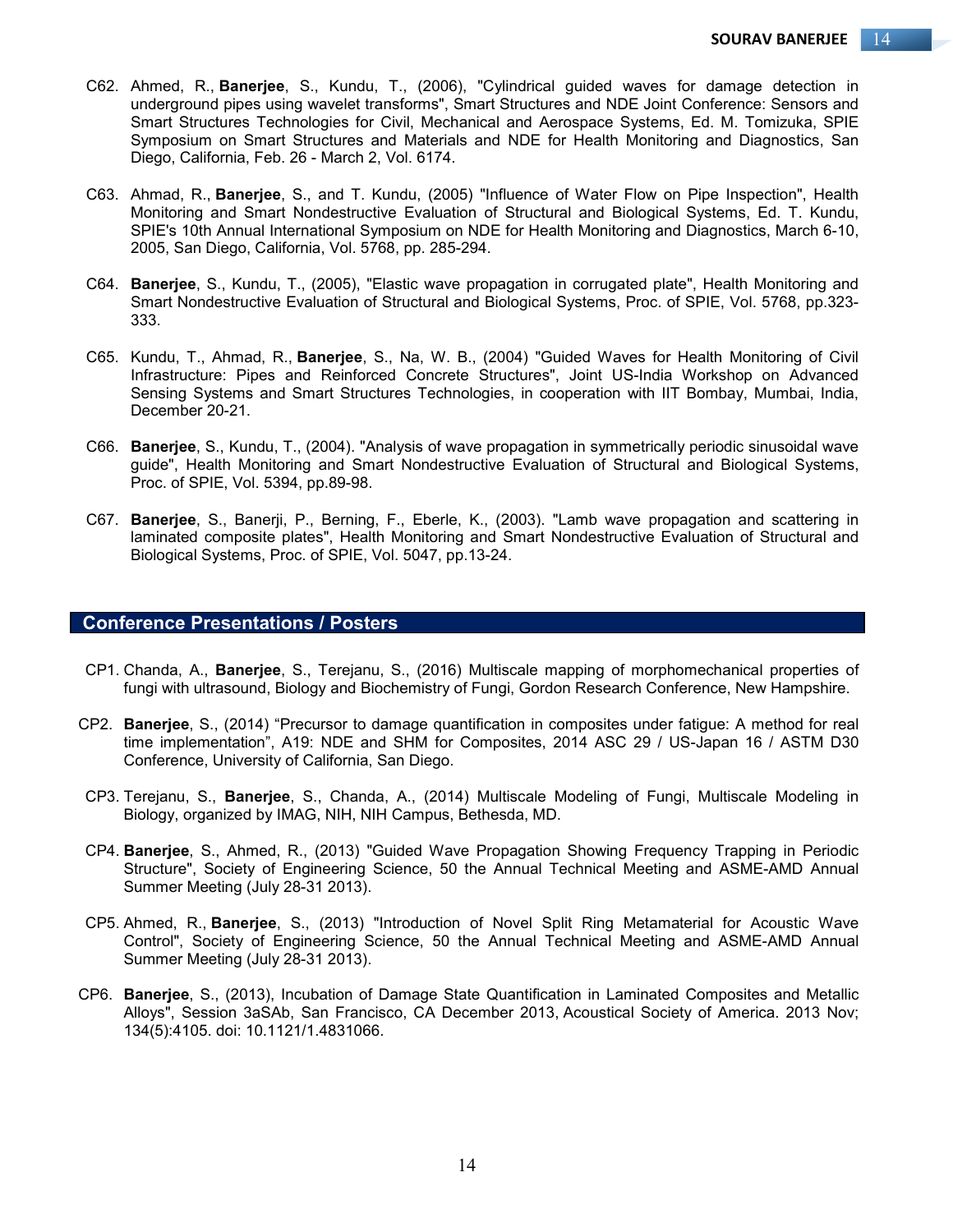C62. Ahmed, R., **Banerjee**, S., Kundu, T., (2006), "Cylindrical guided waves for damage detection in underground pipes using wavelet transforms", Smart Structures and NDE Joint Conference: Sensors and Smart Structures Technologies for Civil, Mechanical and Aerospace Systems, Ed. M. Tomizuka, SPIE Symposium on Smart Structures and Materials and NDE for Health Monitoring and Diagnostics, San Diego, California, Feb. 26 - March 2, Vol. 6174.

C63. Ahmad, R., **Banerjee**, S., and T. Kundu, (2005) "Influence of Water Flow on Pipe Inspection", Health Monitoring and Smart Nondestructive Evaluation of Structural and Biological Systems, Ed. T. Kundu, SPIE's 10th Annual International Symposium on NDE for Health Monitoring and Diagnostics, March 6-10, 2005, San Diego, California, Vol. 5768, pp. 285-294.

C64. **Banerjee**, S., Kundu, T., (2005), "Elastic wave propagation in corrugated plate", Health Monitoring and Smart Nondestructive Evaluation of Structural and Biological Systems, Proc. of SPIE, Vol. 5768, pp.323-333.

C65. Kundu, T., Ahmad, R., **Banerjee**, S., Na, W. B., (2004) "Guided Waves for Health Monitoring of Civil Infrastructure: Pipes and Reinforced Concrete Structures", Joint US-India Workshop on Advanced Sensing Systems and Smart Structures Technologies, in cooperation with IIT Bombay, Mumbai, India, December 20-21.

C66. **Banerjee**, S., Kundu, T., (2004). "Analysis of wave propagation in symmetrically periodic sinusoidal wave guide", Health Monitoring and Smart Nondestructive Evaluation of Structural and Biological Systems, Proc. of SPIE, Vol. 5394, pp.89-98.

C67. **Banerjee**, S., Banerji, P., Berning, F., Eberle, K., (2003). "Lamb wave propagation and scattering in laminated composite plates", Health Monitoring and Smart Nondestructive Evaluation of Structural and Biological Systems, Proc. of SPIE, Vol. 5047, pp.13-24.

## Conference Presentations / Posters

CP1. Chanda, A., **Banerjee**, S., Terejanu, S., (2016) Multiscale mapping of morphomechanical properties of fungi with ultrasound, Biology and Biochemistry of Fungi, Gordon Research Conference, New Hampshire.

CP2. **Banerjee**, S., (2014) "Precursor to damage quantification in composites under fatigue: A method for real time implementation", A19: NDE and SHM for Composites, 2014 ASC 29 / US-Japan 16 / ASTM D30 Conference, University of California, San Diego.

CP3. Terejanu, S., **Banerjee**, S., Chanda, A., (2014) Multiscale Modeling of Fungi, Multiscale Modeling in Biology, organized by IMAG, NIH, NIH Campus, Bethesda, MD.

CP4. **Banerjee**, S., Ahmed, R., (2013) "Guided Wave Propagation Showing Frequency Trapping in Periodic Structure", Society of Engineering Science, 50 the Annual Technical Meeting and ASME-AMD Annual Summer Meeting (July 28-31 2013).

CP5. Ahmed, R., **Banerjee**, S., (2013) "Introduction of Novel Split Ring Metamaterial for Acoustic Wave Control", Society of Engineering Science, 50 the Annual Technical Meeting and ASME-AMD Annual Summer Meeting (July 28-31 2013).

CP6. **Banerjee**, S., (2013), Incubation of Damage State Quantification in Laminated Composites and Metallic Alloys", Session 3aSAb, San Francisco, CA December 2013, Acoustical Society of America. 2013 Nov; 134(5):4105. doi: 10.1121/1.4831066.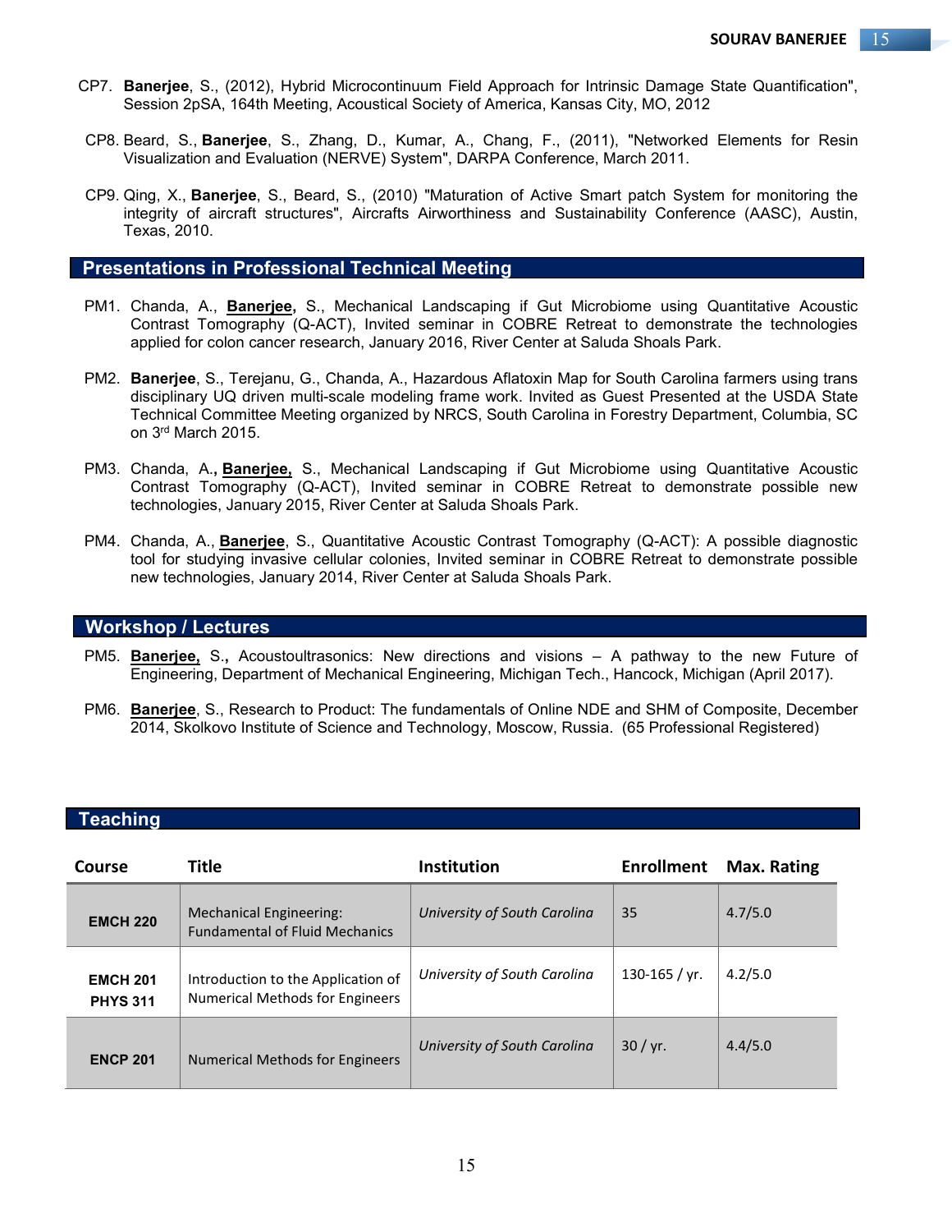CP7. **Banerjee**, S., (2012), Hybrid Microcontinuum Field Approach for Intrinsic Damage State Quantification", Session 2pSA, 164th Meeting, Acoustical Society of America, Kansas City, MO, 2012

CP8. Beard, S., **Banerjee**, S., Zhang, D., Kumar, A., Chang, F., (2011), "Networked Elements for Resin Visualization and Evaluation (NERVE) System", DARPA Conference, March 2011.

CP9. Qing, X., **Banerjee**, S., Beard, S., (2010) "Maturation of Active Smart patch System for monitoring the integrity of aircraft structures", Aircrafts Airworthiness and Sustainability Conference (AASC), Austin, Texas, 2010.

## Presentations in Professional Technical Meeting

PM1. Chanda, A., **Banerjee,** S., Mechanical Landscaping if Gut Microbiome using Quantitative Acoustic Contrast Tomography (Q-ACT), Invited seminar in COBRE Retreat to demonstrate the technologies applied for colon cancer research, January 2016, River Center at Saluda Shoals Park.

PM2. **Banerjee**, S., Terejanu, G., Chanda, A., Hazardous Aflatoxin Map for South Carolina farmers using trans disciplinary UQ driven multi-scale modeling frame work. Invited as Guest Presented at the USDA State Technical Committee Meeting organized by NRCS, South Carolina in Forestry Department, Columbia, SC on 3rd March 2015.

PM3. Chanda, A.**, Banerjee,** S., Mechanical Landscaping if Gut Microbiome using Quantitative Acoustic Contrast Tomography (Q-ACT), Invited seminar in COBRE Retreat to demonstrate possible new technologies, January 2015, River Center at Saluda Shoals Park.

PM4. Chanda, A., **Banerjee**, S., Quantitative Acoustic Contrast Tomography (Q-ACT): A possible diagnostic tool for studying invasive cellular colonies, Invited seminar in COBRE Retreat to demonstrate possible new technologies, January 2014, River Center at Saluda Shoals Park.

## Workshop / Lectures

PM5. **Banerjee,** S.**,** Acoustoultrasonics: New directions and visions – A pathway to the new Future of Engineering, Department of Mechanical Engineering, Michigan Tech., Hancock, Michigan (April 2017).

PM6. **Banerjee**, S., Research to Product: The fundamentals of Online NDE and SHM of Composite, December 2014, Skolkovo Institute of Science and Technology, Moscow, Russia. (65 Professional Registered)

## Teaching

| Course | Title | Institution | Enrollment | Max. Rating |
|---|---|---|---|---|
| **EMCH 220** | Mechanical Engineering: Fundamental of Fluid Mechanics | *University of South Carolina* | 35 | 4.7/5.0 |
| **EMCH 201 PHYS 311** | Introduction to the Application of Numerical Methods for Engineers | *University of South Carolina* | 130-165 / yr. | 4.2/5.0 |
| **ENCP 201** | Numerical Methods for Engineers | *University of South Carolina* | 30 / yr. | 4.4/5.0 |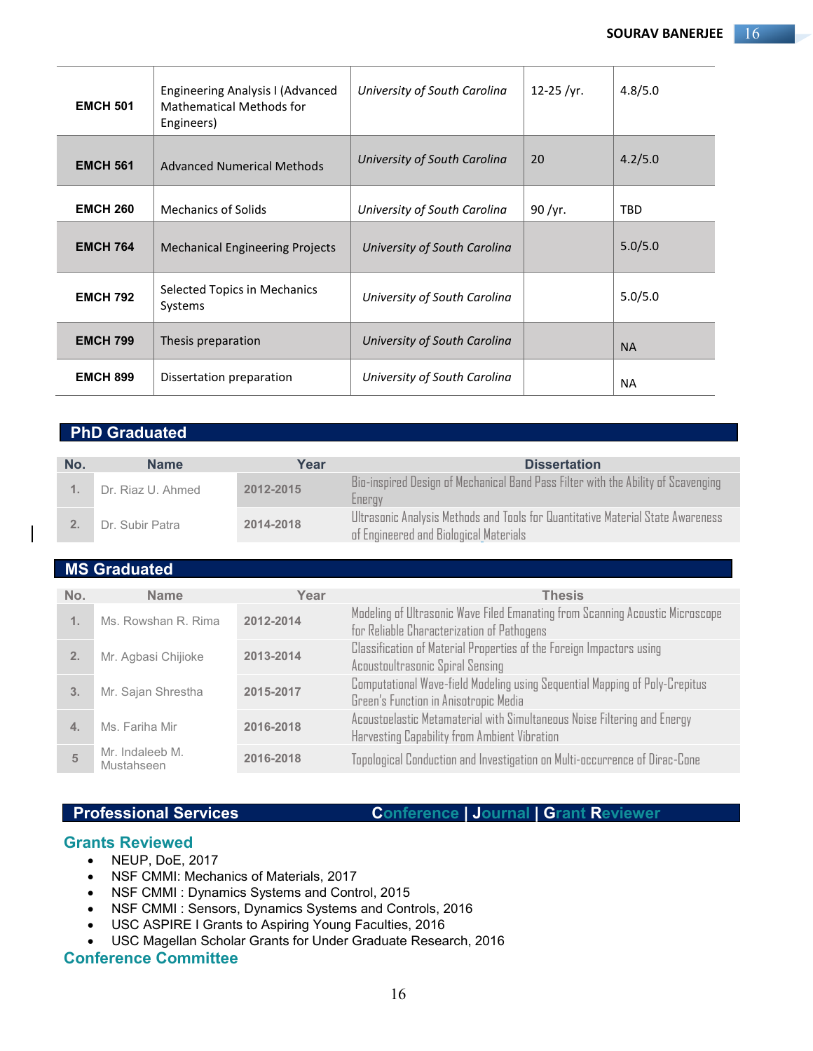| | | | | |
|---|---|---|---|---|
| **EMCH 501** | Engineering Analysis I (Advanced Mathematical Methods for Engineers) | *University of South Carolina* | 12-25 /yr. | 4.8/5.0 |
| **EMCH 561** | Advanced Numerical Methods | *University of South Carolina* | 20 | 4.2/5.0 |
| **EMCH 260** | Mechanics of Solids | *University of South Carolina* | 90 /yr. | TBD |
| **EMCH 764** | Mechanical Engineering Projects | *University of South Carolina* | | 5.0/5.0 |
| **EMCH 792** | Selected Topics in Mechanics Systems | *University of South Carolina* | | 5.0/5.0 |
| **EMCH 799** | Thesis preparation | *University of South Carolina* | | NA |
| **EMCH 899** | Dissertation preparation | *University of South Carolina* | | NA |

## PhD Graduated

| No. | Name | Year | Dissertation |
|---|---|---|---|
| 1. | Dr. Riaz U. Ahmed | 2012-2015 | Bio-inspired Design of Mechanical Band Pass Filter with the Ability of Scavenging Energy |
| 2. | Dr. Subir Patra | 2014-2018 | Ultrasonic Analysis Methods and Tools for Quantitative Material State Awareness of Engineered and Biological Materials |

## MS Graduated

| No. | Name | Year | Thesis |
|---|---|---|---|
| 1. | Ms. Rowshan R. Rima | 2012-2014 | Modeling of Ultrasonic Wave Filed Emanating from Scanning Acoustic Microscope for Reliable Characterization of Pathogens |
| 2. | Mr. Agbasi Chijioke | 2013-2014 | Classification of Material Properties of the Foreign Impactors using Acoustoultrasonic Spiral Sensing |
| 3. | Mr. Sajan Shrestha | 2015-2017 | Computational Wave-field Modeling using Sequential Mapping of Poly-Crepitus Green's Function in Anisotropic Media |
| 4. | Ms. Fariha Mir | 2016-2018 | Acoustoelastic Metamaterial with Simultaneous Noise Filtering and Energy Harvesting Capability from Ambient Vibration |
| 5 | Mr. Indaleeb M. Mustahseen | 2016-2018 | Topological Conduction and Investigation on Multi-occurrence of Dirac-Cone |

## Professional Services — Conference | Journal | Grant Reviewer

### Grants Reviewed

- NEUP, DoE, 2017
- NSF CMMI: Mechanics of Materials, 2017
- NSF CMMI : Dynamics Systems and Control, 2015
- NSF CMMI : Sensors, Dynamics Systems and Controls, 2016
- USC ASPIRE I Grants to Aspiring Young Faculties, 2016
- USC Magellan Scholar Grants for Under Graduate Research, 2016

### Conference Committee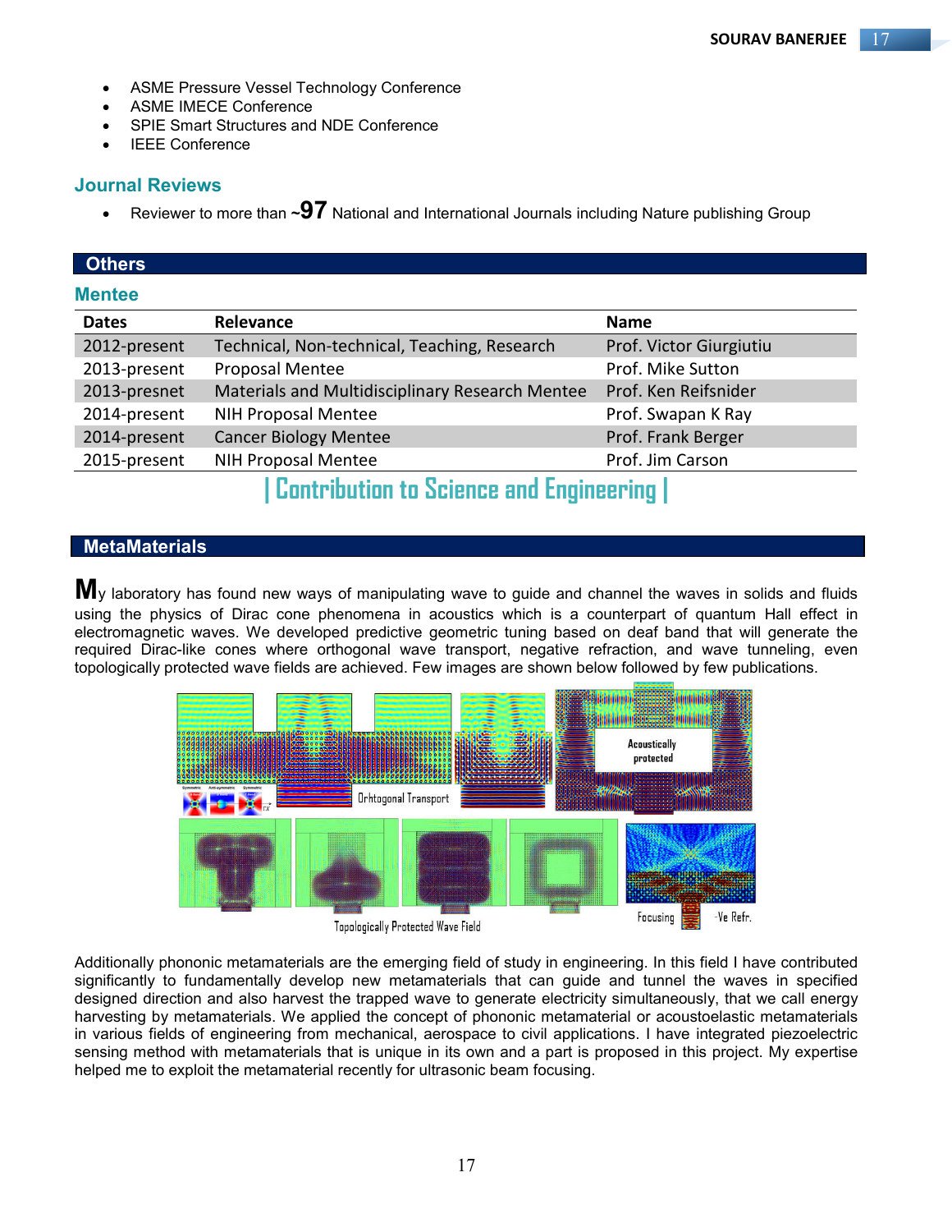- ASME Pressure Vessel Technology Conference
- ASME IMECE Conference
- SPIE Smart Structures and NDE Conference
- IEEE Conference

### Journal Reviews

- Reviewer to more than ~**97** National and International Journals including Nature publishing Group

## Others

### Mentee

| Dates | Relevance | Name |
|---|---|---|
| 2012-present | Technical, Non-technical, Teaching, Research | Prof. Victor Giurgiutiu |
| 2013-present | Proposal Mentee | Prof. Mike Sutton |
| 2013-presnet | Materials and Multidisciplinary Research Mentee | Prof. Ken Reifsnider |
| 2014-present | NIH Proposal Mentee | Prof. Swapan K Ray |
| 2014-present | Cancer Biology Mentee | Prof. Frank Berger |
| 2015-present | NIH Proposal Mentee | Prof. Jim Carson |

# | Contribution to Science and Engineering |

## MetaMaterials

**M**y laboratory has found new ways of manipulating wave to guide and channel the waves in solids and fluids using the physics of Dirac cone phenomena in acoustics which is a counterpart of quantum Hall effect in electromagnetic waves. We developed predictive geometric tuning based on deaf band that will generate the required Dirac-like cones where orthogonal wave transport, negative refraction, and wave tunneling, even topologically protected wave fields are achieved. Few images are shown below followed by few publications.

Additionally phononic metamaterials are the emerging field of study in engineering. In this field I have contributed significantly to fundamentally develop new metamaterials that can guide and tunnel the waves in specified designed direction and also harvest the trapped wave to generate electricity simultaneously, that we call energy harvesting by metamaterials. We applied the concept of phononic metamaterial or acoustoelastic metamaterials in various fields of engineering from mechanical, aerospace to civil applications. I have integrated piezoelectric sensing method with metamaterials that is unique in its own and a part is proposed in this project. My expertise helped me to exploit the metamaterial recently for ultrasonic beam focusing.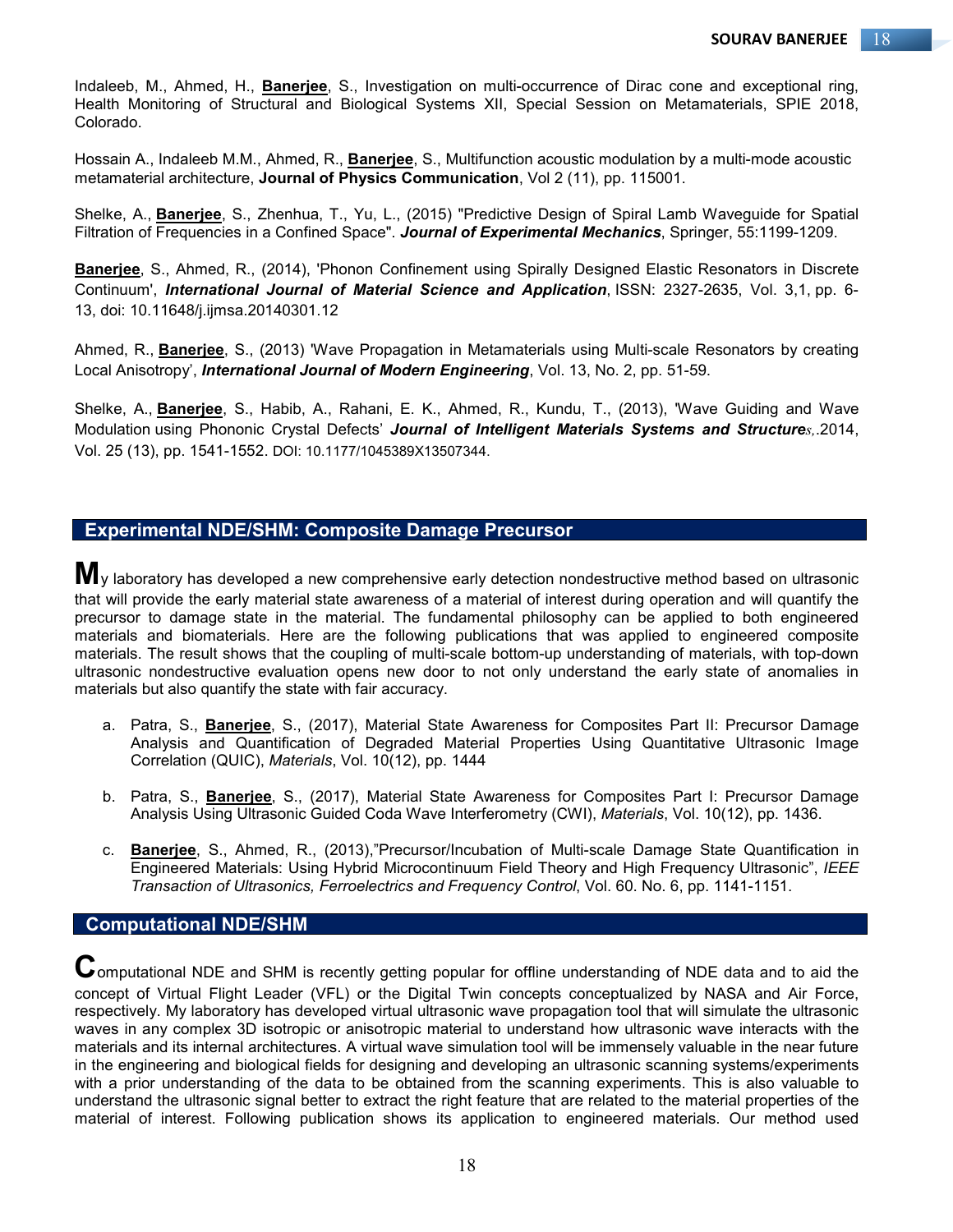Indaleeb, M., Ahmed, H., **Banerjee**, S., Investigation on multi-occurrence of Dirac cone and exceptional ring, Health Monitoring of Structural and Biological Systems XII, Special Session on Metamaterials, SPIE 2018, Colorado.

Hossain A., Indaleeb M.M., Ahmed, R., **Banerjee**, S., Multifunction acoustic modulation by a multi-mode acoustic metamaterial architecture, **Journal of Physics Communication**, Vol 2 (11), pp. 115001.

Shelke, A., **Banerjee**, S., Zhenhua, T., Yu, L., (2015) "Predictive Design of Spiral Lamb Waveguide for Spatial Filtration of Frequencies in a Confined Space". ***Journal of Experimental Mechanics***, Springer, 55:1199-1209.

**Banerjee**, S., Ahmed, R., (2014), 'Phonon Confinement using Spirally Designed Elastic Resonators in Discrete Continuum', ***International Journal of Material Science and Application***, ISSN: 2327-2635, Vol. 3,1, pp. 6-13, doi: 10.11648/j.ijmsa.20140301.12

Ahmed, R., **Banerjee**, S., (2013) 'Wave Propagation in Metamaterials using Multi-scale Resonators by creating Local Anisotropy', ***International Journal of Modern Engineering***, Vol. 13, No. 2, pp. 51-59.

Shelke, A., **Banerjee**, S., Habib, A., Rahani, E. K., Ahmed, R., Kundu, T., (2013), 'Wave Guiding and Wave Modulation using Phononic Crystal Defects' ***Journal of Intelligent Materials Systems and Structures***,.2014, Vol. 25 (13), pp. 1541-1552. DOI: 10.1177/1045389X13507344.

## Experimental NDE/SHM: Composite Damage Precursor

My laboratory has developed a new comprehensive early detection nondestructive method based on ultrasonic that will provide the early material state awareness of a material of interest during operation and will quantify the precursor to damage state in the material. The fundamental philosophy can be applied to both engineered materials and biomaterials. Here are the following publications that was applied to engineered composite materials. The result shows that the coupling of multi-scale bottom-up understanding of materials, with top-down ultrasonic nondestructive evaluation opens new door to not only understand the early state of anomalies in materials but also quantify the state with fair accuracy.

a. Patra, S., **Banerjee**, S., (2017), Material State Awareness for Composites Part II: Precursor Damage Analysis and Quantification of Degraded Material Properties Using Quantitative Ultrasonic Image Correlation (QUIC), *Materials*, Vol. 10(12), pp. 1444

b. Patra, S., **Banerjee**, S., (2017), Material State Awareness for Composites Part I: Precursor Damage Analysis Using Ultrasonic Guided Coda Wave Interferometry (CWI), *Materials*, Vol. 10(12), pp. 1436.

c. **Banerjee**, S., Ahmed, R., (2013),"Precursor/Incubation of Multi-scale Damage State Quantification in Engineered Materials: Using Hybrid Microcontinuum Field Theory and High Frequency Ultrasonic", *IEEE Transaction of Ultrasonics, Ferroelectrics and Frequency Control*, Vol. 60. No. 6, pp. 1141-1151.

## Computational NDE/SHM

Computational NDE and SHM is recently getting popular for offline understanding of NDE data and to aid the concept of Virtual Flight Leader (VFL) or the Digital Twin concepts conceptualized by NASA and Air Force, respectively. My laboratory has developed virtual ultrasonic wave propagation tool that will simulate the ultrasonic waves in any complex 3D isotropic or anisotropic material to understand how ultrasonic wave interacts with the materials and its internal architectures. A virtual wave simulation tool will be immensely valuable in the near future in the engineering and biological fields for designing and developing an ultrasonic scanning systems/experiments with a prior understanding of the data to be obtained from the scanning experiments. This is also valuable to understand the ultrasonic signal better to extract the right feature that are related to the material properties of the material of interest. Following publication shows its application to engineered materials. Our method used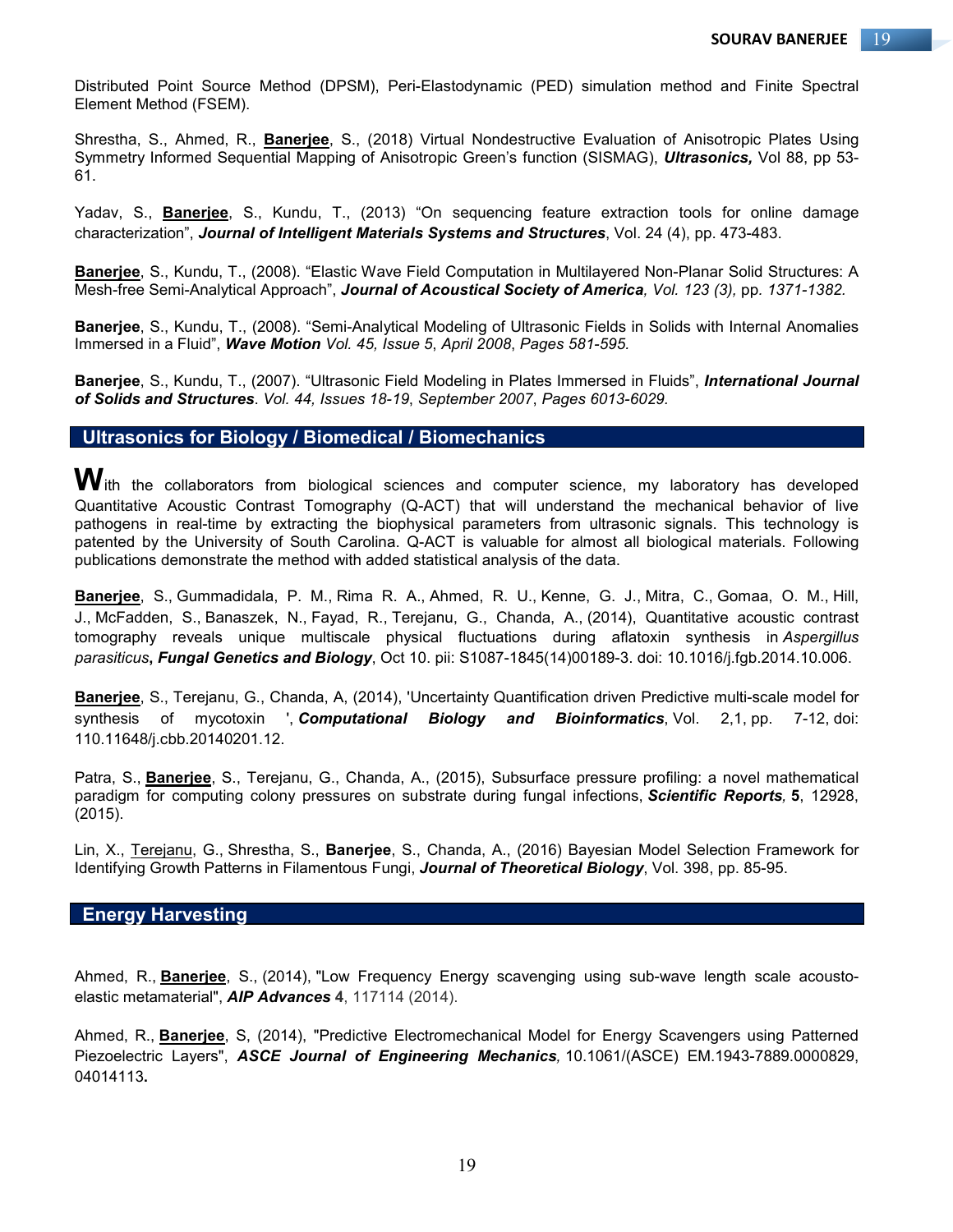Distributed Point Source Method (DPSM), Peri-Elastodynamic (PED) simulation method and Finite Spectral Element Method (FSEM).

Shrestha, S., Ahmed, R., **Banerjee**, S., (2018) Virtual Nondestructive Evaluation of Anisotropic Plates Using Symmetry Informed Sequential Mapping of Anisotropic Green's function (SISMAG), ***Ultrasonics,*** Vol 88, pp 53-61.

Yadav, S., **Banerjee**, S., Kundu, T., (2013) "On sequencing feature extraction tools for online damage characterization", ***Journal of Intelligent Materials Systems and Structures***, Vol. 24 (4), pp. 473-483.

**Banerjee**, S., Kundu, T., (2008). "Elastic Wave Field Computation in Multilayered Non-Planar Solid Structures: A Mesh-free Semi-Analytical Approach", ***Journal of Acoustical Society of America**, Vol. 123 (3),* pp. *1371-1382.*

**Banerjee**, S., Kundu, T., (2008). "Semi-Analytical Modeling of Ultrasonic Fields in Solids with Internal Anomalies Immersed in a Fluid", ***Wave Motion** Vol. 45, Issue 5*, *April 2008*, *Pages 581-595.*

**Banerjee**, S., Kundu, T., (2007). "Ultrasonic Field Modeling in Plates Immersed in Fluids", ***International Journal of Solids and Structures**. Vol. 44, Issues 18-19*, *September 2007*, *Pages 6013-6029.*

## Ultrasonics for Biology / Biomedical / Biomechanics

With the collaborators from biological sciences and computer science, my laboratory has developed Quantitative Acoustic Contrast Tomography (Q-ACT) that will understand the mechanical behavior of live pathogens in real-time by extracting the biophysical parameters from ultrasonic signals. This technology is patented by the University of South Carolina. Q-ACT is valuable for almost all biological materials. Following publications demonstrate the method with added statistical analysis of the data.

**Banerjee**, S., Gummadidala, P. M., Rima R. A., Ahmed, R. U., Kenne, G. J., Mitra, C., Gomaa, O. M., Hill, J., McFadden, S., Banaszek, N., Fayad, R., Terejanu, G., Chanda, A., (2014), Quantitative acoustic contrast tomography reveals unique multiscale physical fluctuations during aflatoxin synthesis in *Aspergillus parasiticus*, ***Fungal Genetics and Biology***, Oct 10. pii: S1087-1845(14)00189-3. doi: 10.1016/j.fgb.2014.10.006.

**Banerjee**, S., Terejanu, G., Chanda, A, (2014), 'Uncertainty Quantification driven Predictive multi-scale model for synthesis of mycotoxin ', ***Computational Biology and Bioinformatics***, Vol. 2,1, pp. 7-12, doi: 110.11648/j.cbb.20140201.12.

Patra, S., **Banerjee**, S., Terejanu, G., Chanda, A., (2015), Subsurface pressure profiling: a novel mathematical paradigm for computing colony pressures on substrate during fungal infections, ***Scientific Reports*,** **5**, 12928, (2015).

Lin, X., Terejanu, G., Shrestha, S., **Banerjee**, S., Chanda, A., (2016) Bayesian Model Selection Framework for Identifying Growth Patterns in Filamentous Fungi, ***Journal of Theoretical Biology***, Vol. 398, pp. 85-95.

## Energy Harvesting

Ahmed, R., **Banerjee**, S., (2014), "Low Frequency Energy scavenging using sub-wave length scale acousto-elastic metamaterial", ***AIP Advances*** **4**, 117114 (2014).

Ahmed, R., **Banerjee**, S, (2014), "Predictive Electromechanical Model for Energy Scavengers using Patterned Piezoelectric Layers", ***ASCE Journal of Engineering Mechanics,*** 10.1061/(ASCE) EM.1943-7889.0000829, 04014113**.**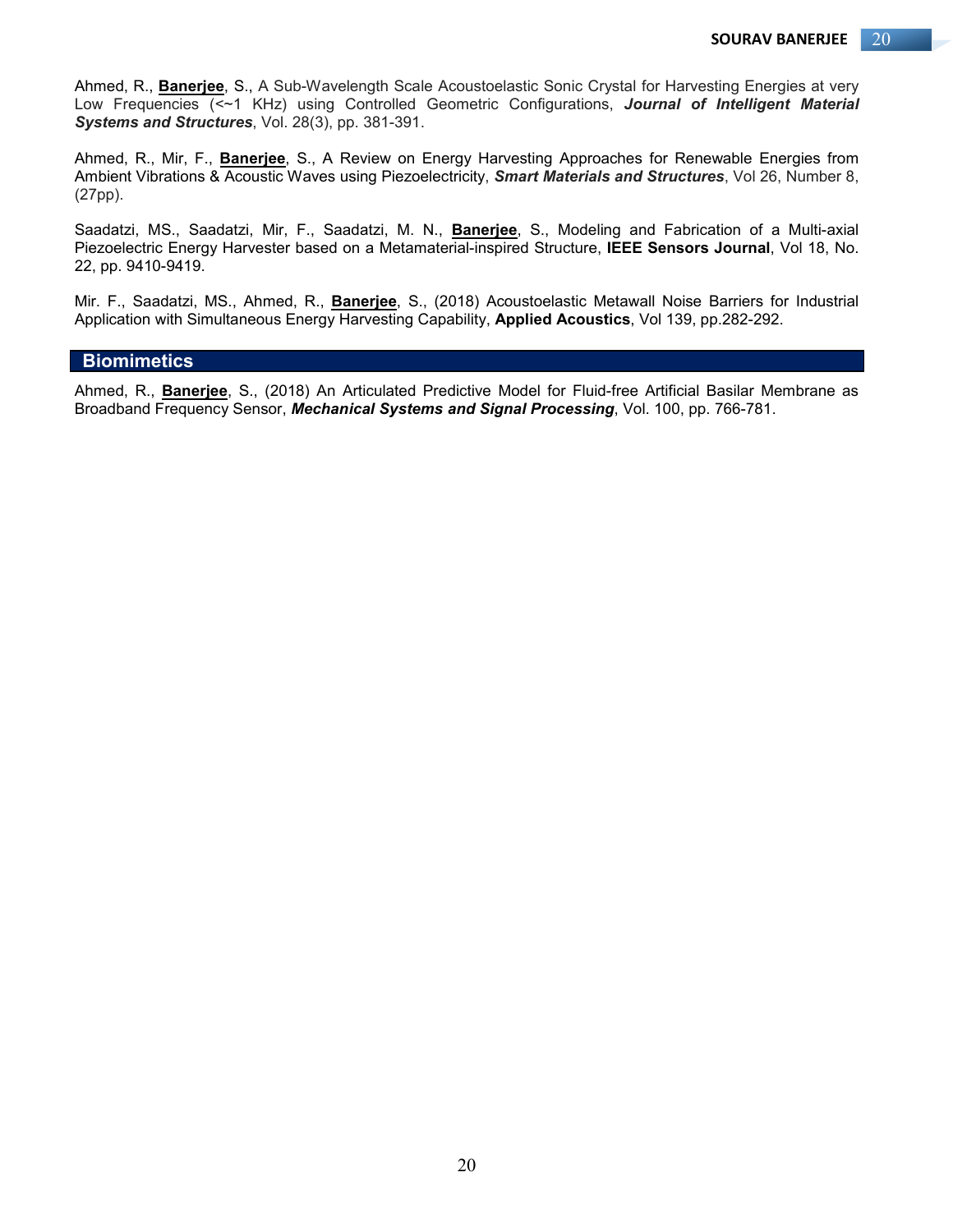Ahmed, R., **Banerjee**, S., A Sub-Wavelength Scale Acoustoelastic Sonic Crystal for Harvesting Energies at very Low Frequencies (<~1 KHz) using Controlled Geometric Configurations, ***Journal of Intelligent Material Systems and Structures***, Vol. 28(3), pp. 381-391.

Ahmed, R., Mir, F., **Banerjee**, S., A Review on Energy Harvesting Approaches for Renewable Energies from Ambient Vibrations & Acoustic Waves using Piezoelectricity, ***Smart Materials and Structures***, Vol 26, Number 8, (27pp).

Saadatzi, MS., Saadatzi, Mir, F., Saadatzi, M. N., **Banerjee**, S., Modeling and Fabrication of a Multi-axial Piezoelectric Energy Harvester based on a Metamaterial-inspired Structure, **IEEE Sensors Journal**, Vol 18, No. 22, pp. 9410-9419.

Mir. F., Saadatzi, MS., Ahmed, R., **Banerjee**, S., (2018) Acoustoelastic Metawall Noise Barriers for Industrial Application with Simultaneous Energy Harvesting Capability, **Applied Acoustics**, Vol 139, pp.282-292.

## Biomimetics

Ahmed, R., **Banerjee**, S., (2018) An Articulated Predictive Model for Fluid-free Artificial Basilar Membrane as Broadband Frequency Sensor, ***Mechanical Systems and Signal Processing***, Vol. 100, pp. 766-781.